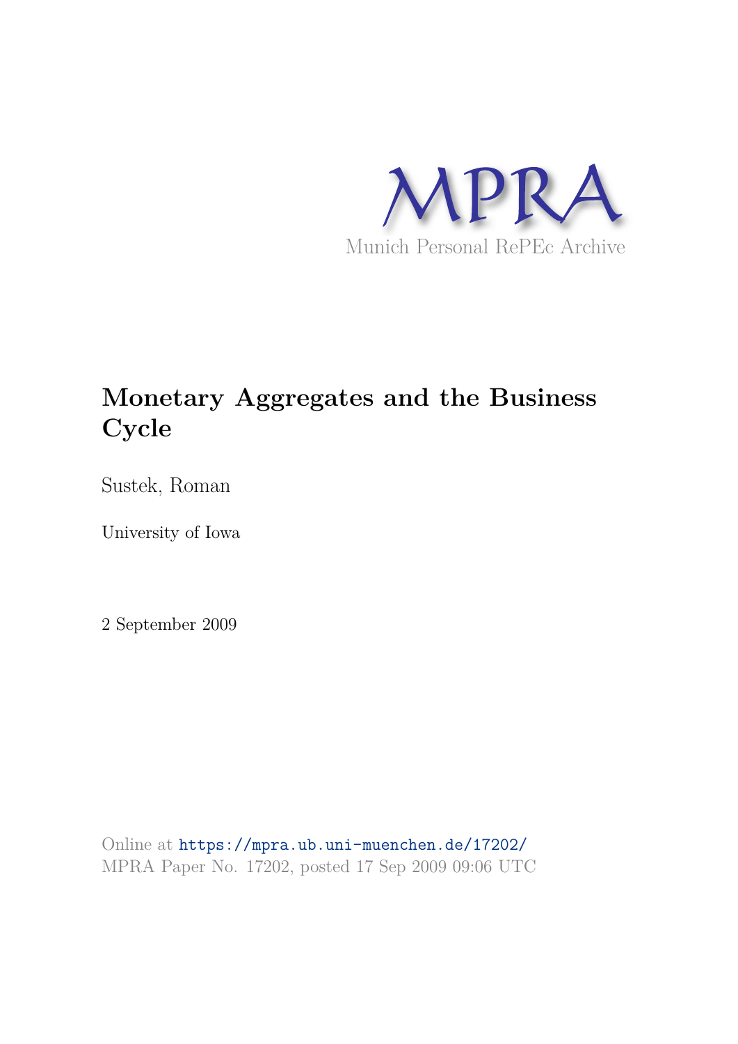MPRA

Munich Personal RePEc Archive

# Monetary Aggregates and the Business Cycle

Sustek, Roman

University of Iowa

2 September 2009

Online at https://mpra.ub.uni-muenchen.de/17202/
MPRA Paper No. 17202, posted 17 Sep 2009 09:06 UTC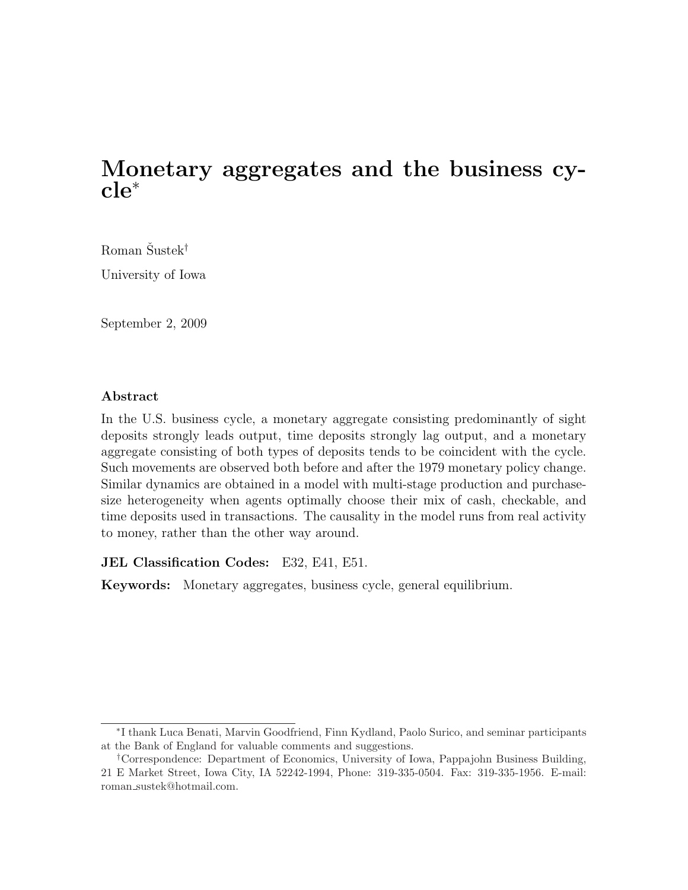# Monetary aggregates and the business cycle*

Roman Šustek[†]

University of Iowa

September 2, 2009

### Abstract

In the U.S. business cycle, a monetary aggregate consisting predominantly of sight deposits strongly leads output, time deposits strongly lag output, and a monetary aggregate consisting of both types of deposits tends to be coincident with the cycle. Such movements are observed both before and after the 1979 monetary policy change. Similar dynamics are obtained in a model with multi-stage production and purchase-size heterogeneity when agents optimally choose their mix of cash, checkable, and time deposits used in transactions. The causality in the model runs from real activity to money, rather than the other way around.

**JEL Classification Codes:** E32, E41, E51.

**Keywords:** Monetary aggregates, business cycle, general equilibrium.

---

*I thank Luca Benati, Marvin Goodfriend, Finn Kydland, Paolo Surico, and seminar participants at the Bank of England for valuable comments and suggestions.

[†]Correspondence: Department of Economics, University of Iowa, Pappajohn Business Building, 21 E Market Street, Iowa City, IA 52242-1994, Phone: 319-335-0504. Fax: 319-335-1956. E-mail: roman_sustek@hotmail.com.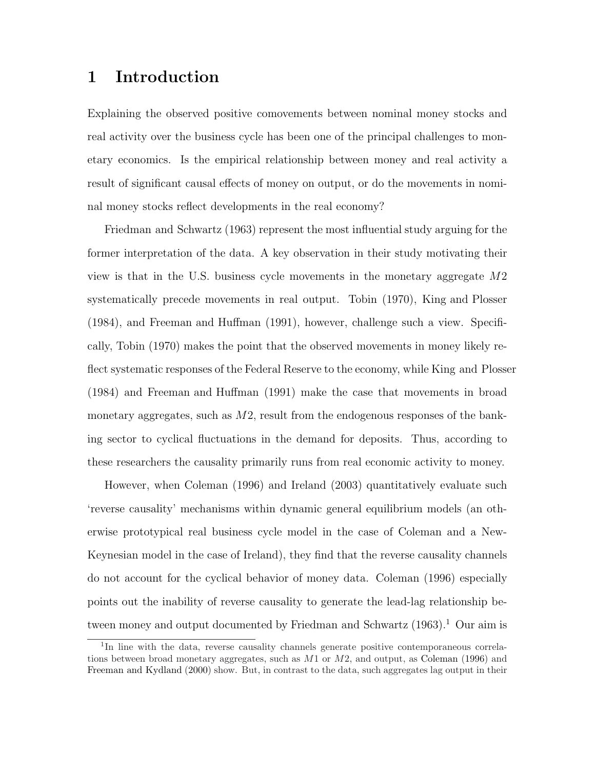# 1 Introduction

Explaining the observed positive comovements between nominal money stocks and real activity over the business cycle has been one of the principal challenges to monetary economics. Is the empirical relationship between money and real activity a result of significant causal effects of money on output, or do the movements in nominal money stocks reflect developments in the real economy?

Friedman and Schwartz (1963) represent the most influential study arguing for the former interpretation of the data. A key observation in their study motivating their view is that in the U.S. business cycle movements in the monetary aggregate $M2$ systematically precede movements in real output. Tobin (1970), King and Plosser (1984), and Freeman and Huffman (1991), however, challenge such a view. Specifically, Tobin (1970) makes the point that the observed movements in money likely reflect systematic responses of the Federal Reserve to the economy, while King and Plosser (1984) and Freeman and Huffman (1991) make the case that movements in broad monetary aggregates, such as $M2$, result from the endogenous responses of the banking sector to cyclical fluctuations in the demand for deposits. Thus, according to these researchers the causality primarily runs from real economic activity to money.

However, when Coleman (1996) and Ireland (2003) quantitatively evaluate such 'reverse causality' mechanisms within dynamic general equilibrium models (an otherwise prototypical real business cycle model in the case of Coleman and a New-Keynesian model in the case of Ireland), they find that the reverse causality channels do not account for the cyclical behavior of money data. Coleman (1996) especially points out the inability of reverse causality to generate the lead-lag relationship between money and output documented by Friedman and Schwartz (1963).[1] Our aim is

[1] In line with the data, reverse causality channels generate positive contemporaneous correlations between broad monetary aggregates, such as $M1$ or $M2$, and output, as Coleman (1996) and Freeman and Kydland (2000) show. But, in contrast to the data, such aggregates lag output in their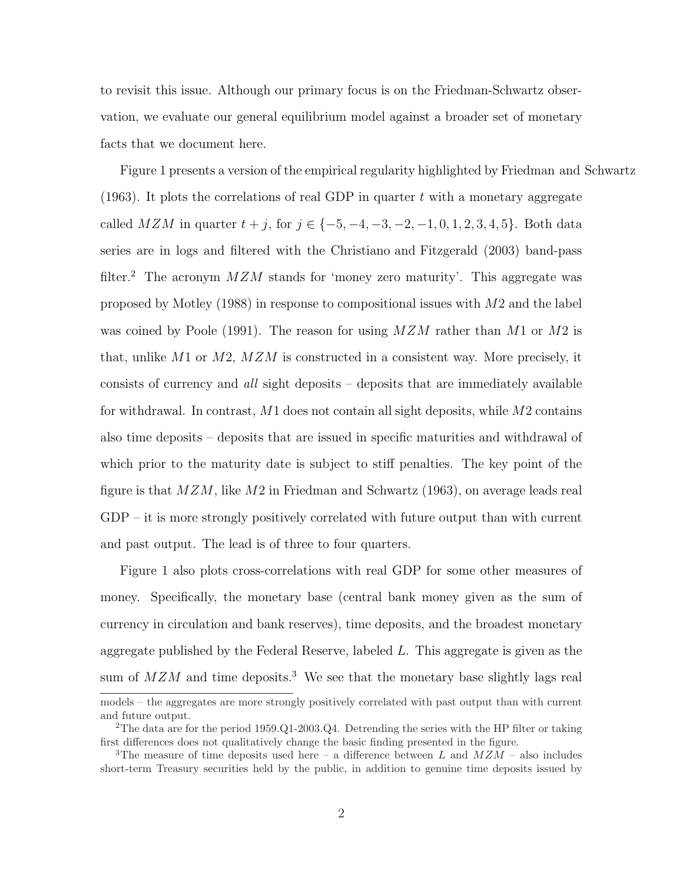to revisit this issue. Although our primary focus is on the Friedman-Schwartz observation, we evaluate our general equilibrium model against a broader set of monetary facts that we document here.

Figure 1 presents a version of the empirical regularity highlighted by Friedman and Schwartz (1963). It plots the correlations of real GDP in quarter $t$ with a monetary aggregate called $MZM$ in quarter $t+j$, for $j \in \{-5, -4, -3, -2, -1, 0, 1, 2, 3, 4, 5\}$. Both data series are in logs and filtered with the Christiano and Fitzgerald (2003) band-pass filter.[2] The acronym $MZM$ stands for 'money zero maturity'. This aggregate was proposed by Motley (1988) in response to compositional issues with $M2$ and the label was coined by Poole (1991). The reason for using $MZM$ rather than $M1$ or $M2$ is that, unlike $M1$ or $M2$, $MZM$ is constructed in a consistent way. More precisely, it consists of currency and *all* sight deposits – deposits that are immediately available for withdrawal. In contrast, $M1$ does not contain all sight deposits, while $M2$ contains also time deposits – deposits that are issued in specific maturities and withdrawal of which prior to the maturity date is subject to stiff penalties. The key point of the figure is that $MZM$, like $M2$ in Friedman and Schwartz (1963), on average leads real GDP – it is more strongly positively correlated with future output than with current and past output. The lead is of three to four quarters.

Figure 1 also plots cross-correlations with real GDP for some other measures of money. Specifically, the monetary base (central bank money given as the sum of currency in circulation and bank reserves), time deposits, and the broadest monetary aggregate published by the Federal Reserve, labeled $L$. This aggregate is given as the sum of $MZM$ and time deposits.[3] We see that the monetary base slightly lags real

models – the aggregates are more strongly positively correlated with past output than with current and future output.

[2] The data are for the period 1959.Q1-2003.Q4. Detrending the series with the HP filter or taking first differences does not qualitatively change the basic finding presented in the figure.

[3] The measure of time deposits used here – a difference between $L$ and $MZM$ – also includes short-term Treasury securities held by the public, in addition to genuine time deposits issued by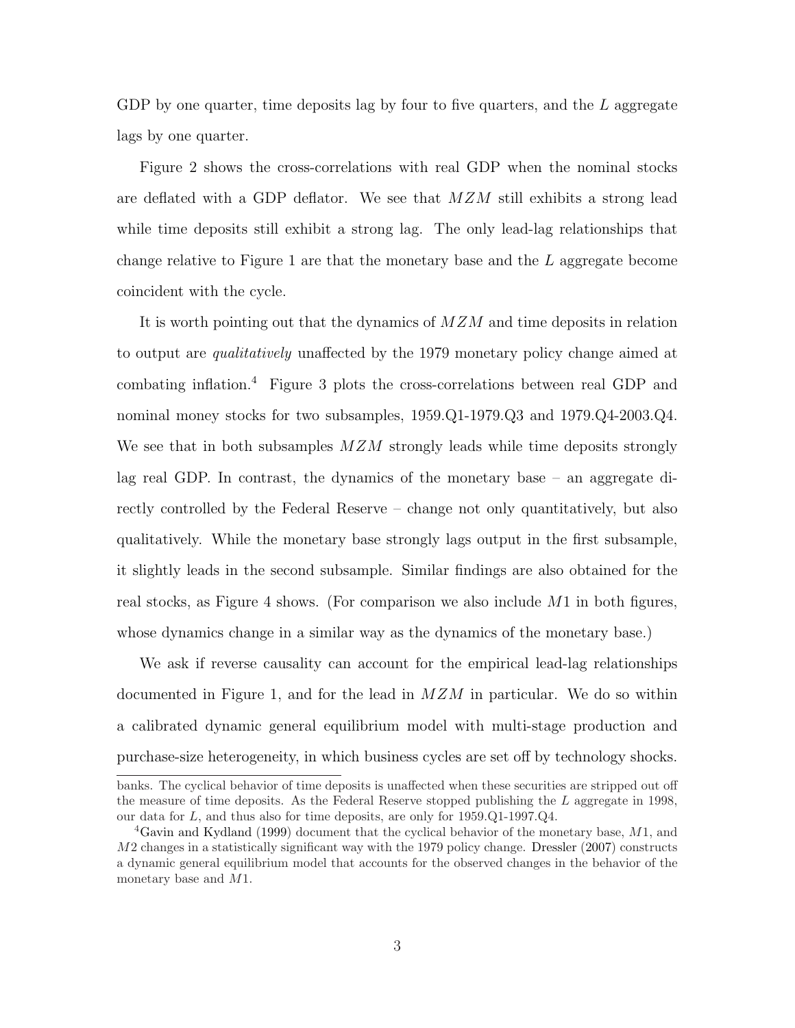GDP by one quarter, time deposits lag by four to five quarters, and the $L$ aggregate lags by one quarter.

Figure 2 shows the cross-correlations with real GDP when the nominal stocks are deflated with a GDP deflator. We see that $MZM$ still exhibits a strong lead while time deposits still exhibit a strong lag. The only lead-lag relationships that change relative to Figure 1 are that the monetary base and the $L$ aggregate become coincident with the cycle.

It is worth pointing out that the dynamics of $MZM$ and time deposits in relation to output are *qualitatively* unaffected by the 1979 monetary policy change aimed at combating inflation.[4] Figure 3 plots the cross-correlations between real GDP and nominal money stocks for two subsamples, 1959.Q1-1979.Q3 and 1979.Q4-2003.Q4. We see that in both subsamples $MZM$ strongly leads while time deposits strongly lag real GDP. In contrast, the dynamics of the monetary base – an aggregate directly controlled by the Federal Reserve – change not only quantitatively, but also qualitatively. While the monetary base strongly lags output in the first subsample, it slightly leads in the second subsample. Similar findings are also obtained for the real stocks, as Figure 4 shows. (For comparison we also include $M1$ in both figures, whose dynamics change in a similar way as the dynamics of the monetary base.)

We ask if reverse causality can account for the empirical lead-lag relationships documented in Figure 1, and for the lead in $MZM$ in particular. We do so within a calibrated dynamic general equilibrium model with multi-stage production and purchase-size heterogeneity, in which business cycles are set off by technology shocks.

---

banks. The cyclical behavior of time deposits is unaffected when these securities are stripped out off the measure of time deposits. As the Federal Reserve stopped publishing the $L$ aggregate in 1998, our data for $L$, and thus also for time deposits, are only for 1959.Q1-1997.Q4.

[4] Gavin and Kydland (1999) document that the cyclical behavior of the monetary base, $M1$, and $M2$ changes in a statistically significant way with the 1979 policy change. Dressler (2007) constructs a dynamic general equilibrium model that accounts for the observed changes in the behavior of the monetary base and $M1$.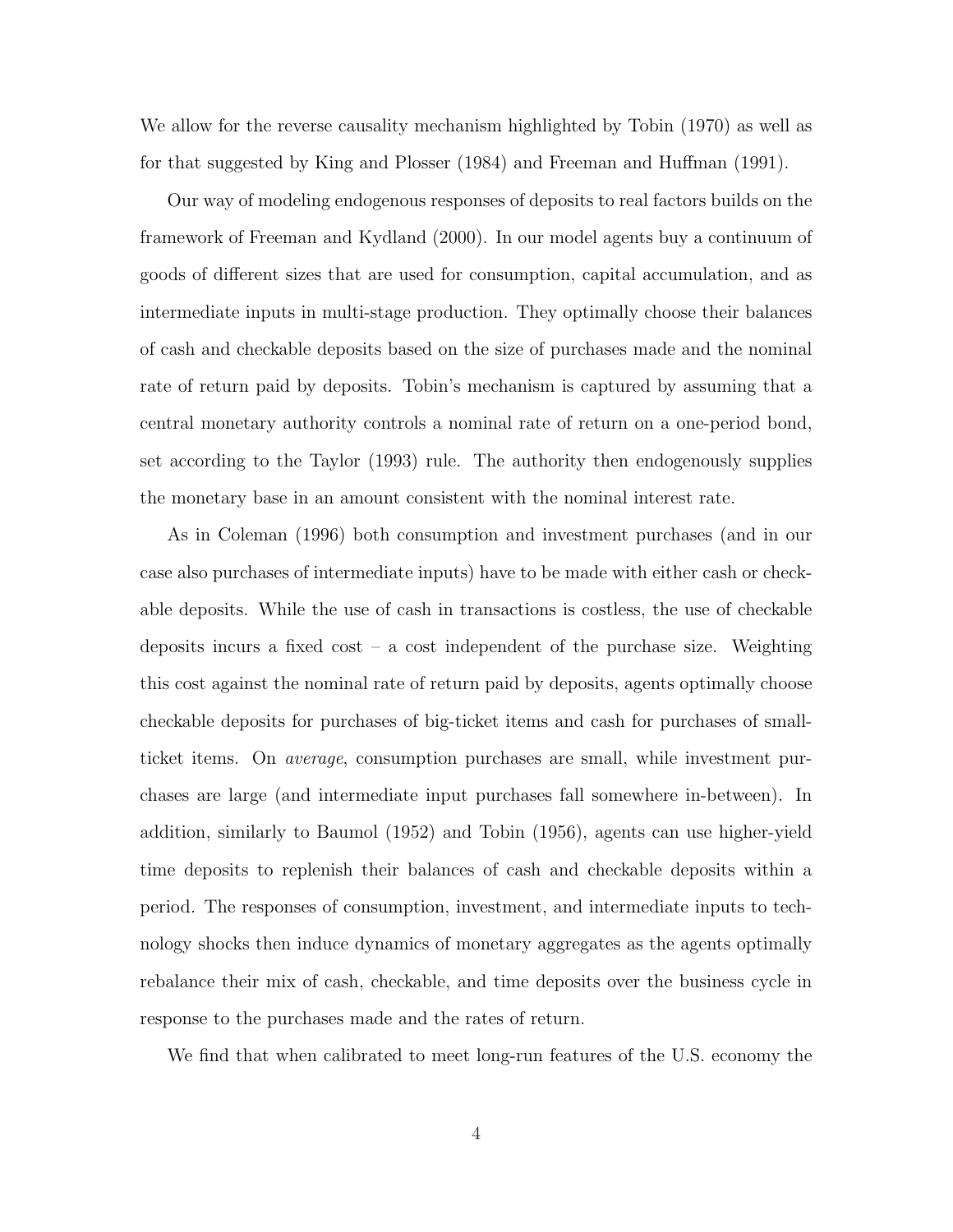We allow for the reverse causality mechanism highlighted by Tobin (1970) as well as for that suggested by King and Plosser (1984) and Freeman and Huffman (1991).

Our way of modeling endogenous responses of deposits to real factors builds on the framework of Freeman and Kydland (2000). In our model agents buy a continuum of goods of different sizes that are used for consumption, capital accumulation, and as intermediate inputs in multi-stage production. They optimally choose their balances of cash and checkable deposits based on the size of purchases made and the nominal rate of return paid by deposits. Tobin's mechanism is captured by assuming that a central monetary authority controls a nominal rate of return on a one-period bond, set according to the Taylor (1993) rule. The authority then endogenously supplies the monetary base in an amount consistent with the nominal interest rate.

As in Coleman (1996) both consumption and investment purchases (and in our case also purchases of intermediate inputs) have to be made with either cash or checkable deposits. While the use of cash in transactions is costless, the use of checkable deposits incurs a fixed cost – a cost independent of the purchase size. Weighting this cost against the nominal rate of return paid by deposits, agents optimally choose checkable deposits for purchases of big-ticket items and cash for purchases of small-ticket items. On *average*, consumption purchases are small, while investment purchases are large (and intermediate input purchases fall somewhere in-between). In addition, similarly to Baumol (1952) and Tobin (1956), agents can use higher-yield time deposits to replenish their balances of cash and checkable deposits within a period. The responses of consumption, investment, and intermediate inputs to technology shocks then induce dynamics of monetary aggregates as the agents optimally rebalance their mix of cash, checkable, and time deposits over the business cycle in response to the purchases made and the rates of return.

We find that when calibrated to meet long-run features of the U.S. economy the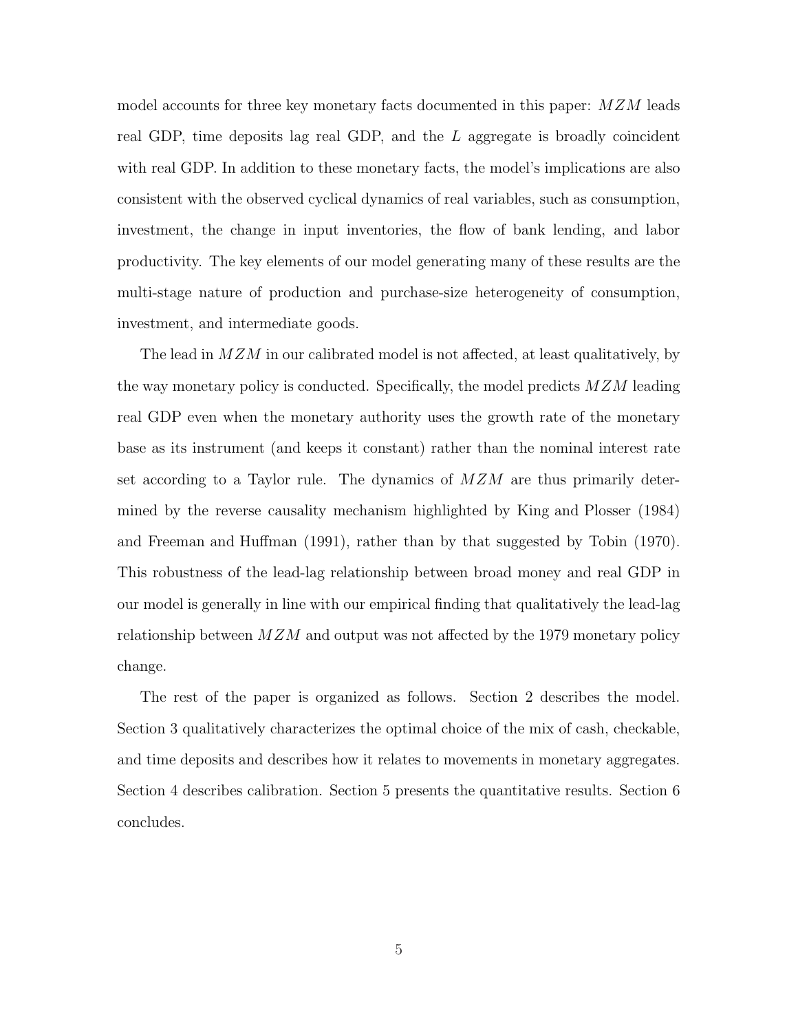model accounts for three key monetary facts documented in this paper: $MZM$ leads real GDP, time deposits lag real GDP, and the $L$ aggregate is broadly coincident with real GDP. In addition to these monetary facts, the model's implications are also consistent with the observed cyclical dynamics of real variables, such as consumption, investment, the change in input inventories, the flow of bank lending, and labor productivity. The key elements of our model generating many of these results are the multi-stage nature of production and purchase-size heterogeneity of consumption, investment, and intermediate goods.

The lead in $MZM$ in our calibrated model is not affected, at least qualitatively, by the way monetary policy is conducted. Specifically, the model predicts $MZM$ leading real GDP even when the monetary authority uses the growth rate of the monetary base as its instrument (and keeps it constant) rather than the nominal interest rate set according to a Taylor rule. The dynamics of $MZM$ are thus primarily determined by the reverse causality mechanism highlighted by King and Plosser (1984) and Freeman and Huffman (1991), rather than by that suggested by Tobin (1970). This robustness of the lead-lag relationship between broad money and real GDP in our model is generally in line with our empirical finding that qualitatively the lead-lag relationship between $MZM$ and output was not affected by the 1979 monetary policy change.

The rest of the paper is organized as follows. Section 2 describes the model. Section 3 qualitatively characterizes the optimal choice of the mix of cash, checkable, and time deposits and describes how it relates to movements in monetary aggregates. Section 4 describes calibration. Section 5 presents the quantitative results. Section 6 concludes.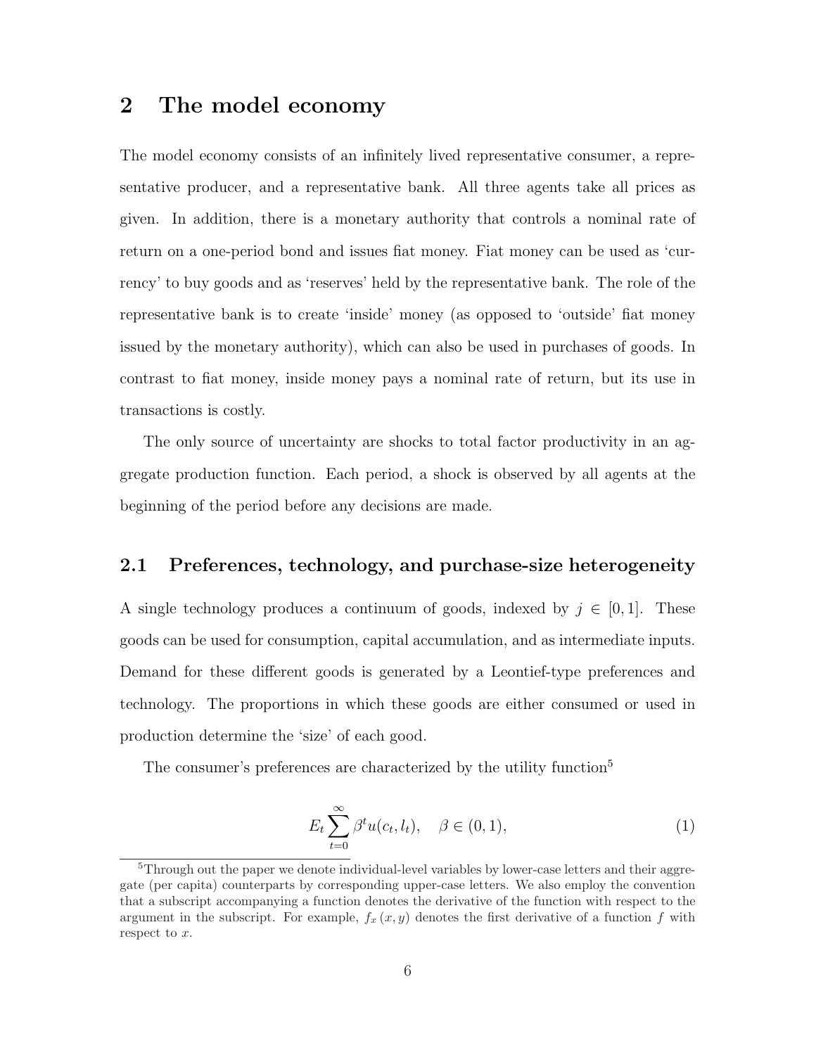## 2 The model economy

The model economy consists of an infinitely lived representative consumer, a representative producer, and a representative bank. All three agents take all prices as given. In addition, there is a monetary authority that controls a nominal rate of return on a one-period bond and issues fiat money. Fiat money can be used as 'currency' to buy goods and as 'reserves' held by the representative bank. The role of the representative bank is to create 'inside' money (as opposed to 'outside' fiat money issued by the monetary authority), which can also be used in purchases of goods. In contrast to fiat money, inside money pays a nominal rate of return, but its use in transactions is costly.

The only source of uncertainty are shocks to total factor productivity in an aggregate production function. Each period, a shock is observed by all agents at the beginning of the period before any decisions are made.

### 2.1 Preferences, technology, and purchase-size heterogeneity

A single technology produces a continuum of goods, indexed by $j \in [0, 1]$. These goods can be used for consumption, capital accumulation, and as intermediate inputs. Demand for these different goods is generated by a Leontief-type preferences and technology. The proportions in which these goods are either consumed or used in production determine the 'size' of each good.

The consumer's preferences are characterized by the utility function[5]

$$E_t \sum_{t=0}^{\infty} \beta^t u(c_t, l_t), \quad \beta \in (0, 1), \tag{1}$$

[5] Through out the paper we denote individual-level variables by lower-case letters and their aggregate (per capita) counterparts by corresponding upper-case letters. We also employ the convention that a subscript accompanying a function denotes the derivative of the function with respect to the argument in the subscript. For example, $f_x(x, y)$ denotes the first derivative of a function $f$ with respect to $x$.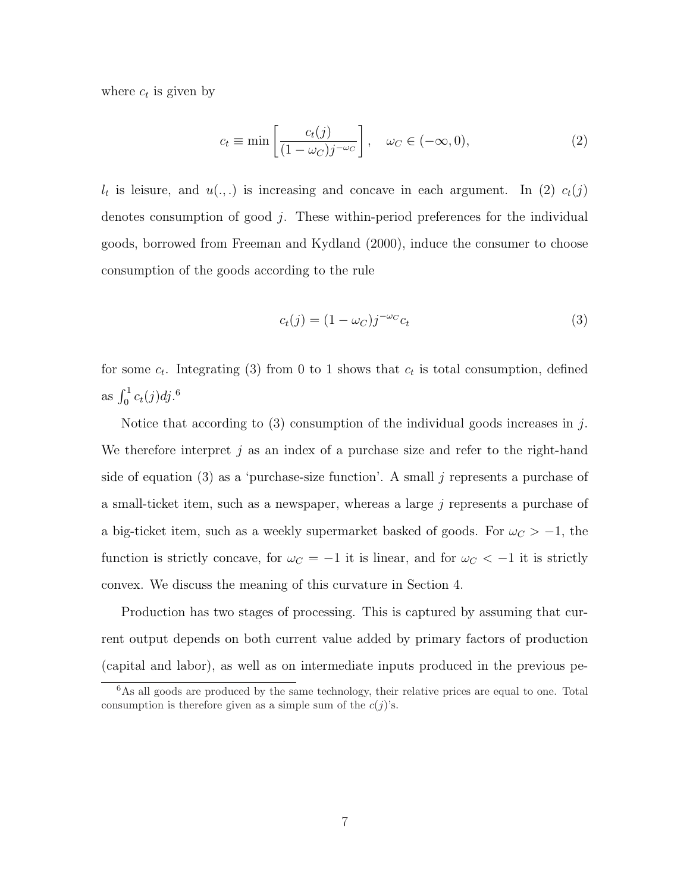where $c_t$ is given by

$$c_t \equiv \min \left[ \frac{c_t(j)}{(1-\omega_C)j^{-\omega_C}} \right], \quad \omega_C \in (-\infty, 0), \tag{2}$$

$l_t$ is leisure, and $u(.,.)$ is increasing and concave in each argument. In (2) $c_t(j)$ denotes consumption of good $j$. These within-period preferences for the individual goods, borrowed from Freeman and Kydland (2000), induce the consumer to choose consumption of the goods according to the rule

$$c_t(j) = (1-\omega_C)j^{-\omega_C} c_t \tag{3}$$

for some $c_t$. Integrating (3) from 0 to 1 shows that $c_t$ is total consumption, defined as $\int_0^1 c_t(j)dj$.[6]

Notice that according to (3) consumption of the individual goods increases in $j$. We therefore interpret $j$ as an index of a purchase size and refer to the right-hand side of equation (3) as a 'purchase-size function'. A small $j$ represents a purchase of a small-ticket item, such as a newspaper, whereas a large $j$ represents a purchase of a big-ticket item, such as a weekly supermarket basked of goods. For $\omega_C > -1$, the function is strictly concave, for $\omega_C = -1$ it is linear, and for $\omega_C < -1$ it is strictly convex. We discuss the meaning of this curvature in Section 4.

Production has two stages of processing. This is captured by assuming that current output depends on both current value added by primary factors of production (capital and labor), as well as on intermediate inputs produced in the previous pe-

[6] As all goods are produced by the same technology, their relative prices are equal to one. Total consumption is therefore given as a simple sum of the $c(j)$'s.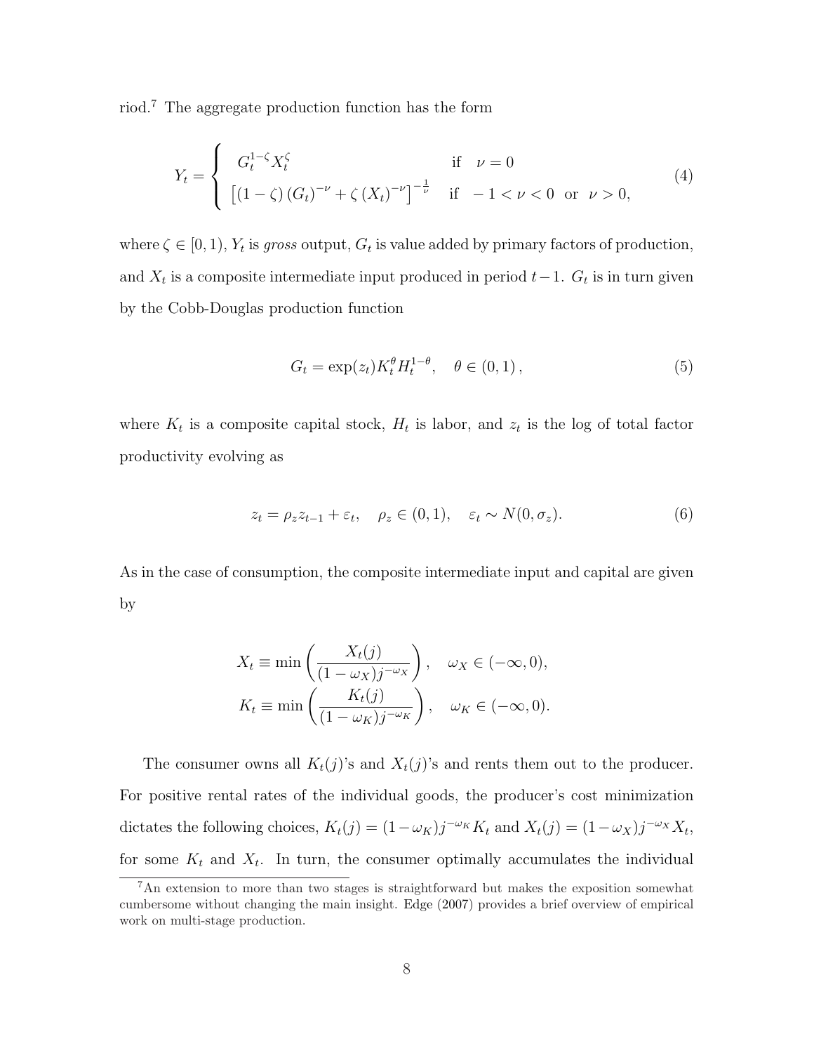riod.[7] The aggregate production function has the form

$$
Y_t = \begin{cases} G_t^{1-\zeta} X_t^{\zeta} & \text{if} \quad \nu = 0 \\ \left[ (1-\zeta) \left( G_t \right)^{-\nu} + \zeta \left( X_t \right)^{-\nu} \right]^{-\frac{1}{\nu}} & \text{if} \quad -1 < \nu < 0 \;\; \text{or} \;\; \nu > 0, \end{cases} \tag{4}
$$

where $\zeta \in [0, 1)$, $Y_t$ is *gross* output, $G_t$ is value added by primary factors of production, and $X_t$ is a composite intermediate input produced in period $t-1$. $G_t$ is in turn given by the Cobb-Douglas production function

$$
G_t = \exp(z_t) K_t^{\theta} H_t^{1-\theta}, \quad \theta \in (0, 1), \tag{5}
$$

where $K_t$ is a composite capital stock, $H_t$ is labor, and $z_t$ is the log of total factor productivity evolving as

$$
z_t = \rho_z z_{t-1} + \varepsilon_t, \quad \rho_z \in (0, 1), \quad \varepsilon_t \sim N(0, \sigma_z). \tag{6}
$$

As in the case of consumption, the composite intermediate input and capital are given by

$$
X_t \equiv \min \left( \frac{X_t(j)}{(1-\omega_X) j^{-\omega_X}} \right), \quad \omega_X \in (-\infty, 0),
$$
$$
K_t \equiv \min \left( \frac{K_t(j)}{(1-\omega_K) j^{-\omega_K}} \right), \quad \omega_K \in (-\infty, 0).
$$

The consumer owns all $K_t(j)$'s and $X_t(j)$'s and rents them out to the producer. For positive rental rates of the individual goods, the producer's cost minimization dictates the following choices, $K_t(j) = (1-\omega_K) j^{-\omega_K} K_t$ and $X_t(j) = (1-\omega_X) j^{-\omega_X} X_t$, for some $K_t$ and $X_t$. In turn, the consumer optimally accumulates the individual

[7] An extension to more than two stages is straightforward but makes the exposition somewhat cumbersome without changing the main insight. Edge (2007) provides a brief overview of empirical work on multi-stage production.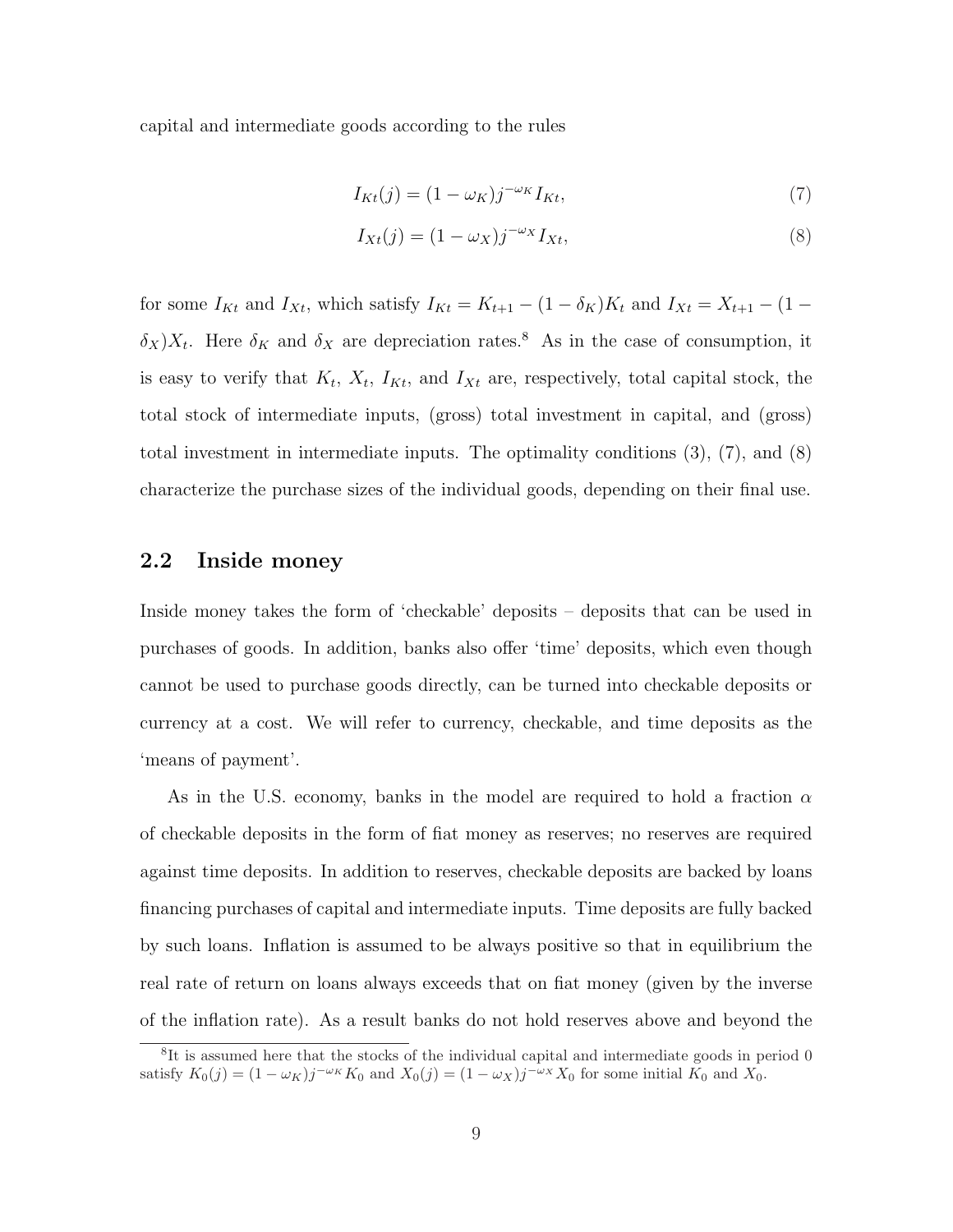capital and intermediate goods according to the rules

$$I_{Kt}(j) = (1 - \omega_K) j^{-\omega_K} I_{Kt}, \tag{7}$$

$$I_{Xt}(j) = (1 - \omega_X) j^{-\omega_X} I_{Xt}, \tag{8}$$

for some $I_{Kt}$ and $I_{Xt}$, which satisfy $I_{Kt} = K_{t+1} - (1 - \delta_K)K_t$ and $I_{Xt} = X_{t+1} - (1 - \delta_X)X_t$. Here $\delta_K$ and $\delta_X$ are depreciation rates.[8] As in the case of consumption, it is easy to verify that $K_t$, $X_t$, $I_{Kt}$, and $I_{Xt}$ are, respectively, total capital stock, the total stock of intermediate inputs, (gross) total investment in capital, and (gross) total investment in intermediate inputs. The optimality conditions (3), (7), and (8) characterize the purchase sizes of the individual goods, depending on their final use.

## 2.2 Inside money

Inside money takes the form of 'checkable' deposits – deposits that can be used in purchases of goods. In addition, banks also offer 'time' deposits, which even though cannot be used to purchase goods directly, can be turned into checkable deposits or currency at a cost. We will refer to currency, checkable, and time deposits as the 'means of payment'.

As in the U.S. economy, banks in the model are required to hold a fraction $\alpha$ of checkable deposits in the form of fiat money as reserves; no reserves are required against time deposits. In addition to reserves, checkable deposits are backed by loans financing purchases of capital and intermediate inputs. Time deposits are fully backed by such loans. Inflation is assumed to be always positive so that in equilibrium the real rate of return on loans always exceeds that on fiat money (given by the inverse of the inflation rate). As a result banks do not hold reserves above and beyond the

[8] It is assumed here that the stocks of the individual capital and intermediate goods in period 0 satisfy $K_0(j) = (1 - \omega_K) j^{-\omega_K} K_0$ and $X_0(j) = (1 - \omega_X) j^{-\omega_X} X_0$ for some initial $K_0$ and $X_0$.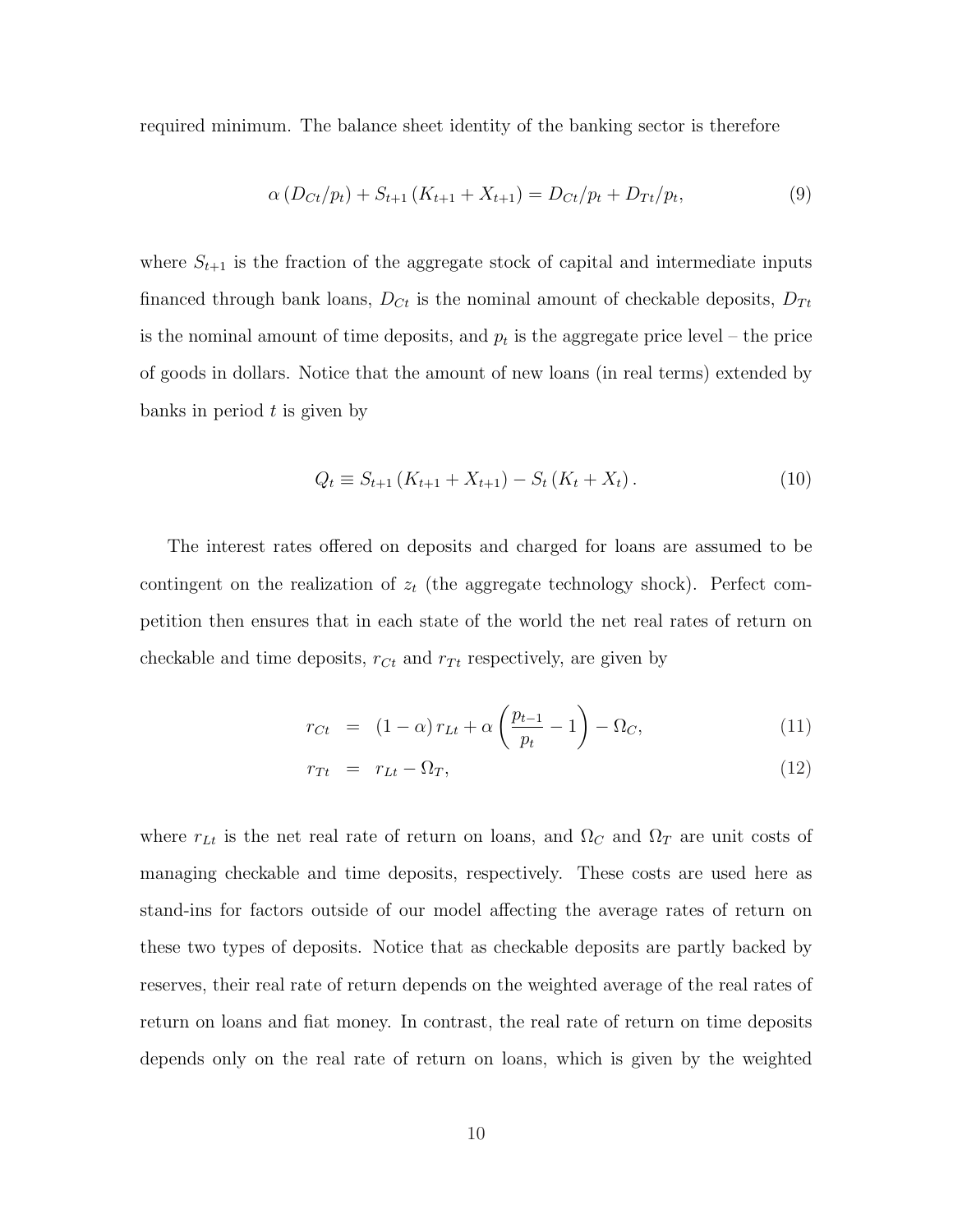required minimum. The balance sheet identity of the banking sector is therefore

$$\alpha\left(D_{Ct}/p_t\right) + S_{t+1}\left(K_{t+1} + X_{t+1}\right) = D_{Ct}/p_t + D_{Tt}/p_t, \tag{9}$$

where $S_{t+1}$ is the fraction of the aggregate stock of capital and intermediate inputs financed through bank loans, $D_{Ct}$ is the nominal amount of checkable deposits, $D_{Tt}$ is the nominal amount of time deposits, and $p_t$ is the aggregate price level – the price of goods in dollars. Notice that the amount of new loans (in real terms) extended by banks in period $t$ is given by

$$Q_t \equiv S_{t+1}\left(K_{t+1} + X_{t+1}\right) - S_t\left(K_t + X_t\right). \tag{10}$$

The interest rates offered on deposits and charged for loans are assumed to be contingent on the realization of $z_t$ (the aggregate technology shock). Perfect competition then ensures that in each state of the world the net real rates of return on checkable and time deposits, $r_{Ct}$ and $r_{Tt}$ respectively, are given by

$$r_{Ct} = (1-\alpha) r_{Lt} + \alpha\left(\frac{p_{t-1}}{p_t} - 1\right) - \Omega_C, \tag{11}$$

$$r_{Tt} = r_{Lt} - \Omega_T, \tag{12}$$

where $r_{Lt}$ is the net real rate of return on loans, and $\Omega_C$ and $\Omega_T$ are unit costs of managing checkable and time deposits, respectively. These costs are used here as stand-ins for factors outside of our model affecting the average rates of return on these two types of deposits. Notice that as checkable deposits are partly backed by reserves, their real rate of return depends on the weighted average of the real rates of return on loans and fiat money. In contrast, the real rate of return on time deposits depends only on the real rate of return on loans, which is given by the weighted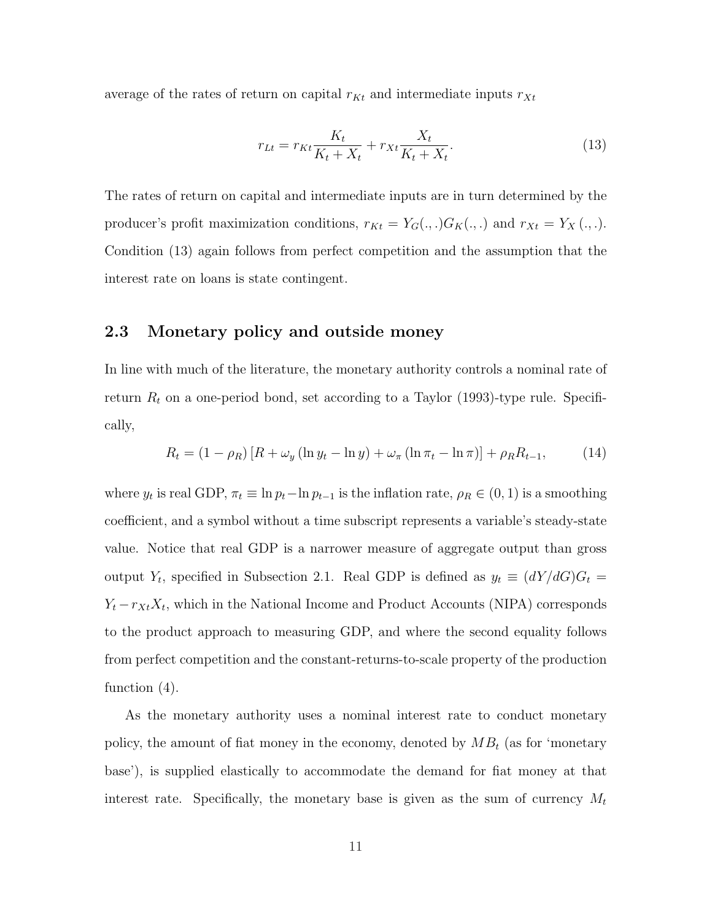average of the rates of return on capital $r_{Kt}$ and intermediate inputs $r_{Xt}$

$$r_{Lt} = r_{Kt} \frac{K_t}{K_t + X_t} + r_{Xt} \frac{X_t}{K_t + X_t}. \tag{13}$$

The rates of return on capital and intermediate inputs are in turn determined by the producer's profit maximization conditions, $r_{Kt} = Y_G(.,.)G_K(.,.)$ and $r_{Xt} = Y_X(.,.)$. Condition (13) again follows from perfect competition and the assumption that the interest rate on loans is state contingent.

## 2.3 Monetary policy and outside money

In line with much of the literature, the monetary authority controls a nominal rate of return $R_t$ on a one-period bond, set according to a Taylor (1993)-type rule. Specifically,

$$R_t = (1 - \rho_R)\left[R + \omega_y (\ln y_t - \ln y) + \omega_\pi (\ln \pi_t - \ln \pi)\right] + \rho_R R_{t-1}, \tag{14}$$

where $y_t$ is real GDP, $\pi_t \equiv \ln p_t - \ln p_{t-1}$ is the inflation rate, $\rho_R \in (0, 1)$ is a smoothing coefficient, and a symbol without a time subscript represents a variable's steady-state value. Notice that real GDP is a narrower measure of aggregate output than gross output $Y_t$, specified in Subsection 2.1. Real GDP is defined as $y_t \equiv (dY/dG)G_t = Y_t - r_{Xt}X_t$, which in the National Income and Product Accounts (NIPA) corresponds to the product approach to measuring GDP, and where the second equality follows from perfect competition and the constant-returns-to-scale property of the production function (4).

As the monetary authority uses a nominal interest rate to conduct monetary policy, the amount of fiat money in the economy, denoted by $MB_t$ (as for 'monetary base'), is supplied elastically to accommodate the demand for fiat money at that interest rate. Specifically, the monetary base is given as the sum of currency $M_t$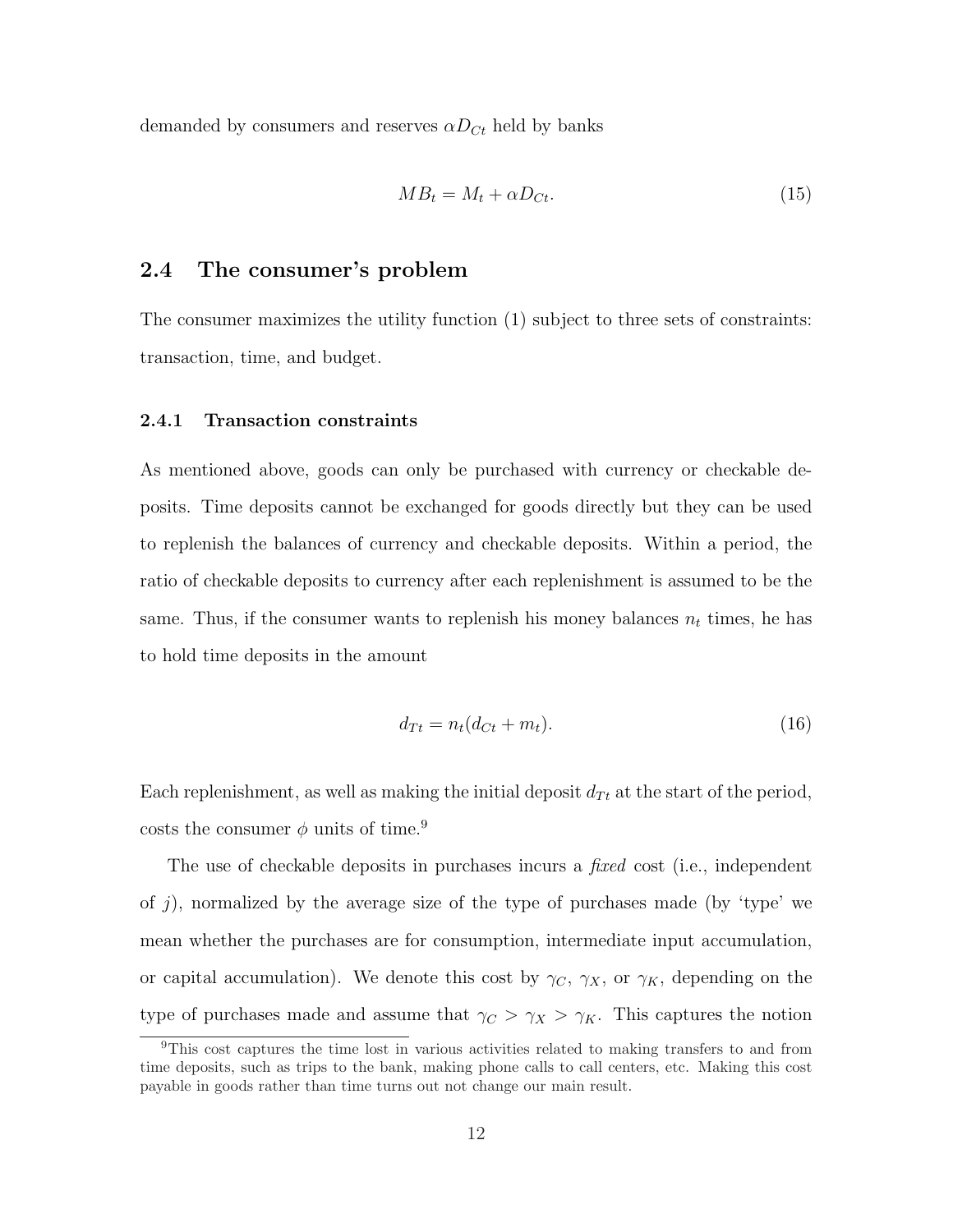demanded by consumers and reserves $\alpha D_{Ct}$ held by banks

$$MB_t = M_t + \alpha D_{Ct}. \tag{15}$$

## 2.4 The consumer's problem

The consumer maximizes the utility function (1) subject to three sets of constraints: transaction, time, and budget.

### 2.4.1 Transaction constraints

As mentioned above, goods can only be purchased with currency or checkable deposits. Time deposits cannot be exchanged for goods directly but they can be used to replenish the balances of currency and checkable deposits. Within a period, the ratio of checkable deposits to currency after each replenishment is assumed to be the same. Thus, if the consumer wants to replenish his money balances $n_t$ times, he has to hold time deposits in the amount

$$d_{Tt} = n_t(d_{Ct} + m_t). \tag{16}$$

Each replenishment, as well as making the initial deposit $d_{Tt}$ at the start of the period, costs the consumer $\phi$ units of time.[9]

The use of checkable deposits in purchases incurs a *fixed* cost (i.e., independent of $j$), normalized by the average size of the type of purchases made (by 'type' we mean whether the purchases are for consumption, intermediate input accumulation, or capital accumulation). We denote this cost by $\gamma_C$, $\gamma_X$, or $\gamma_K$, depending on the type of purchases made and assume that $\gamma_C > \gamma_X > \gamma_K$. This captures the notion

[9] This cost captures the time lost in various activities related to making transfers to and from time deposits, such as trips to the bank, making phone calls to call centers, etc. Making this cost payable in goods rather than time turns out not change our main result.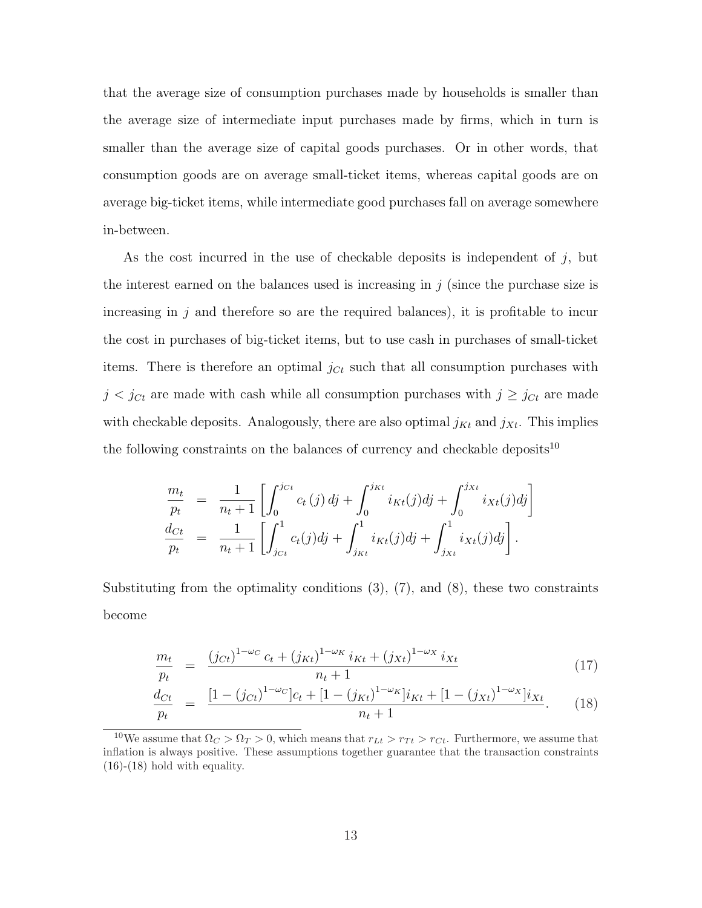that the average size of consumption purchases made by households is smaller than the average size of intermediate input purchases made by firms, which in turn is smaller than the average size of capital goods purchases. Or in other words, that consumption goods are on average small-ticket items, whereas capital goods are on average big-ticket items, while intermediate good purchases fall on average somewhere in-between.

As the cost incurred in the use of checkable deposits is independent of $j$, but the interest earned on the balances used is increasing in $j$ (since the purchase size is increasing in $j$ and therefore so are the required balances), it is profitable to incur the cost in purchases of big-ticket items, but to use cash in purchases of small-ticket items. There is therefore an optimal $j_{Ct}$ such that all consumption purchases with $j < j_{Ct}$ are made with cash while all consumption purchases with $j \geq j_{Ct}$ are made with checkable deposits. Analogously, there are also optimal $j_{Kt}$ and $j_{Xt}$. This implies the following constraints on the balances of currency and checkable deposits[10]

$$
\begin{aligned}
\frac{m_t}{p_t} &= \frac{1}{n_t+1}\left[\int_0^{j_{Ct}} c_t(j)\,dj + \int_0^{j_{Kt}} i_{Kt}(j)dj + \int_0^{j_{Xt}} i_{Xt}(j)dj\right] \\
\frac{d_{Ct}}{p_t} &= \frac{1}{n_t+1}\left[\int_{j_{Ct}}^1 c_t(j)dj + \int_{j_{Kt}}^1 i_{Kt}(j)dj + \int_{j_{Xt}}^1 i_{Xt}(j)dj\right].
\end{aligned}
$$

Substituting from the optimality conditions (3), (7), and (8), these two constraints become

$$
\frac{m_t}{p_t} = \frac{(j_{Ct})^{1-\omega_C} c_t + (j_{Kt})^{1-\omega_K} i_{Kt} + (j_{Xt})^{1-\omega_X} i_{Xt}}{n_t+1} \tag{17}
$$

$$
\frac{d_{Ct}}{p_t} = \frac{[1-(j_{Ct})^{1-\omega_C}]c_t + [1-(j_{Kt})^{1-\omega_K}]i_{Kt} + [1-(j_{Xt})^{1-\omega_X}]i_{Xt}}{n_t+1}. \tag{18}
$$

[10] We assume that $\Omega_C > \Omega_T > 0$, which means that $r_{Lt} > r_{Tt} > r_{Ct}$. Furthermore, we assume that inflation is always positive. These assumptions together guarantee that the transaction constraints (16)-(18) hold with equality.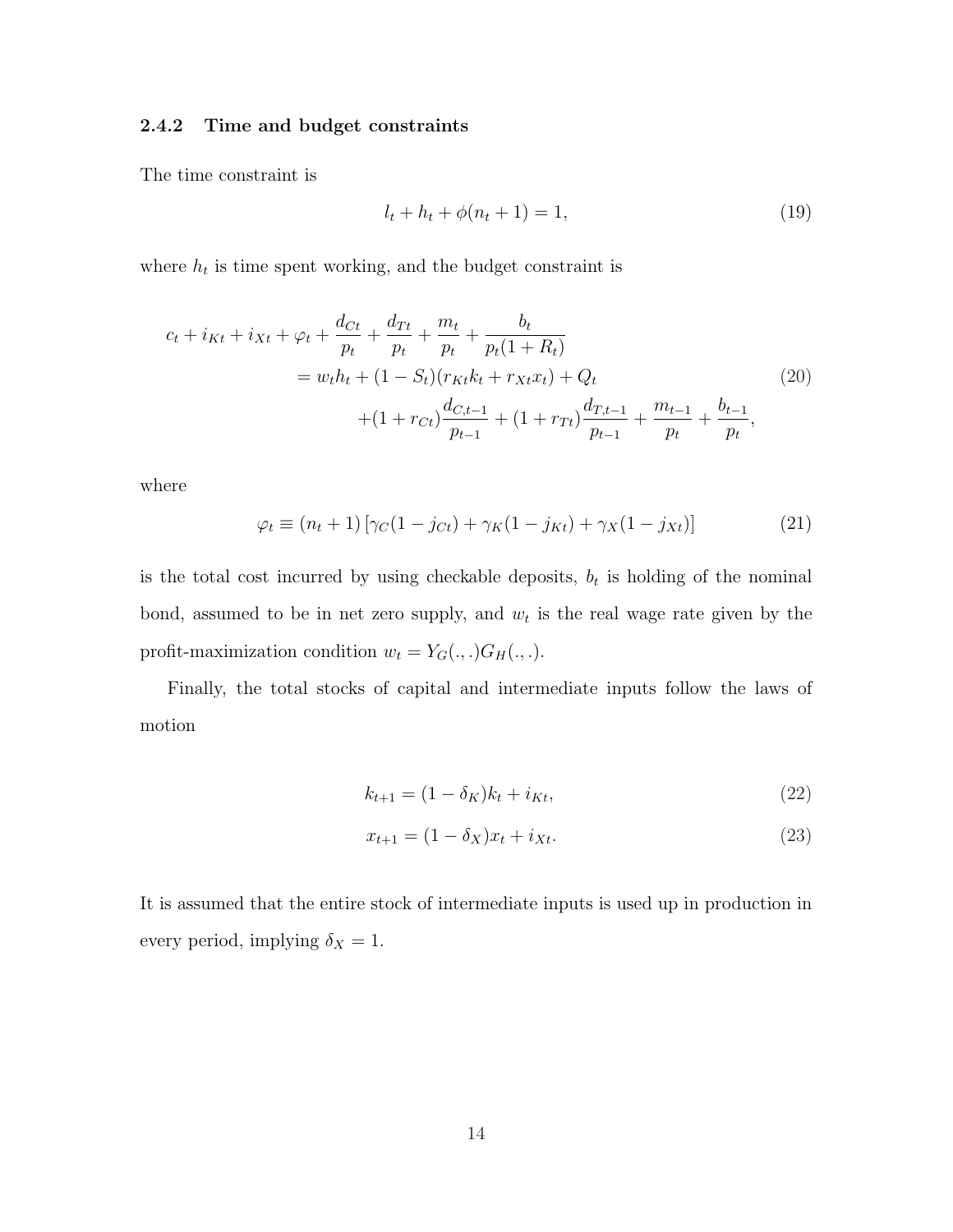### 2.4.2 Time and budget constraints

The time constraint is

$$l_t + h_t + \phi(n_t + 1) = 1, \tag{19}$$

where $h_t$ is time spent working, and the budget constraint is

$$\begin{aligned} c_t + i_{Kt} + i_{Xt} + \varphi_t + \frac{d_{Ct}}{p_t} + \frac{d_{Tt}}{p_t} + \frac{m_t}{p_t} + \frac{b_t}{p_t(1+R_t)} \\ = w_t h_t + (1 - S_t)(r_{Kt}k_t + r_{Xt}x_t) + Q_t \\ +(1 + r_{Ct})\frac{d_{C,t-1}}{p_{t-1}} + (1 + r_{Tt})\frac{d_{T,t-1}}{p_{t-1}} + \frac{m_{t-1}}{p_t} + \frac{b_{t-1}}{p_t}, \end{aligned} \tag{20}$$

where

$$\varphi_t \equiv (n_t + 1)\left[\gamma_C(1 - j_{Ct}) + \gamma_K(1 - j_{Kt}) + \gamma_X(1 - j_{Xt})\right] \tag{21}$$

is the total cost incurred by using checkable deposits, $b_t$ is holding of the nominal bond, assumed to be in net zero supply, and $w_t$ is the real wage rate given by the profit-maximization condition $w_t = Y_G(.,.)G_H(.,.)$.

Finally, the total stocks of capital and intermediate inputs follow the laws of motion

$$k_{t+1} = (1 - \delta_K)k_t + i_{Kt}, \tag{22}$$

$$x_{t+1} = (1 - \delta_X)x_t + i_{Xt}. \tag{23}$$

It is assumed that the entire stock of intermediate inputs is used up in production in every period, implying $\delta_X = 1$.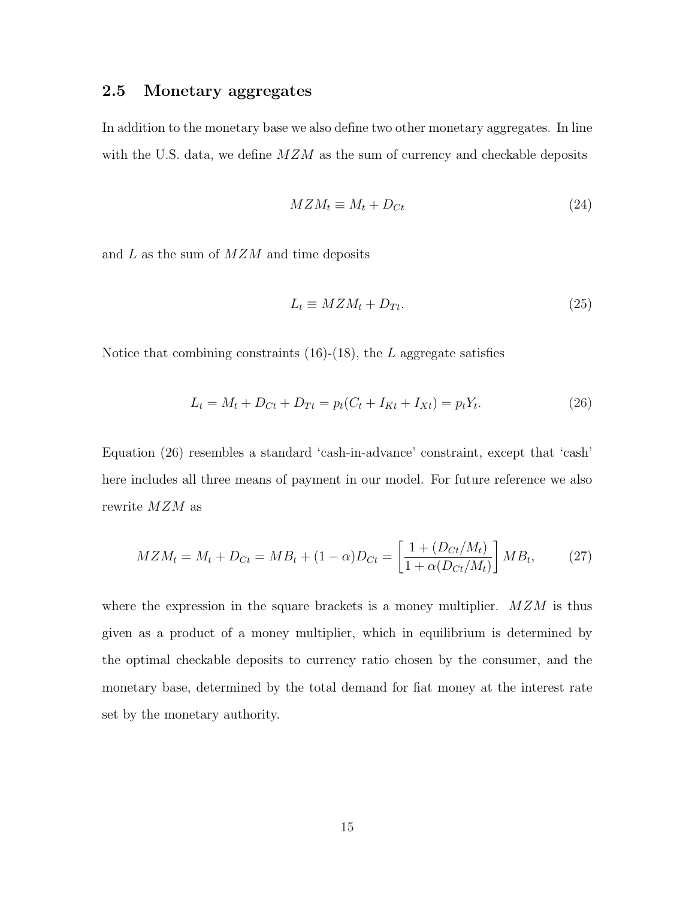## 2.5 Monetary aggregates

In addition to the monetary base we also define two other monetary aggregates. In line with the U.S. data, we define $MZM$ as the sum of currency and checkable deposits

$$MZM_t \equiv M_t + D_{Ct} \tag{24}$$

and $L$ as the sum of $MZM$ and time deposits

$$L_t \equiv MZM_t + D_{Tt}. \tag{25}$$

Notice that combining constraints (16)-(18), the $L$ aggregate satisfies

$$L_t = M_t + D_{Ct} + D_{Tt} = p_t(C_t + I_{Kt} + I_{Xt}) = p_t Y_t. \tag{26}$$

Equation (26) resembles a standard 'cash-in-advance' constraint, except that 'cash' here includes all three means of payment in our model. For future reference we also rewrite $MZM$ as

$$MZM_t = M_t + D_{Ct} = MB_t + (1-\alpha)D_{Ct} = \left[\frac{1 + (D_{Ct}/M_t)}{1 + \alpha(D_{Ct}/M_t)}\right] MB_t, \tag{27}$$

where the expression in the square brackets is a money multiplier. $MZM$ is thus given as a product of a money multiplier, which in equilibrium is determined by the optimal checkable deposits to currency ratio chosen by the consumer, and the monetary base, determined by the total demand for fiat money at the interest rate set by the monetary authority.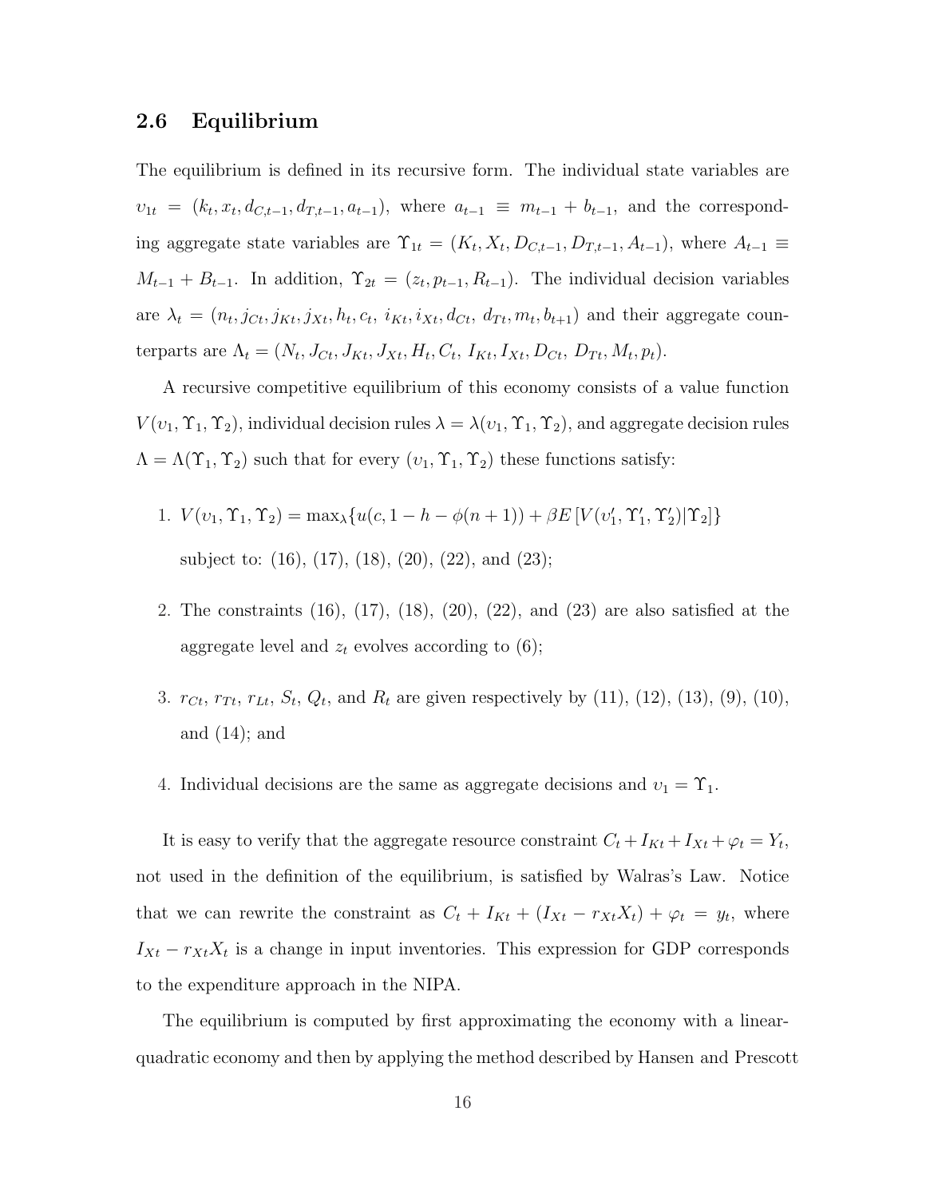## 2.6 Equilibrium

The equilibrium is defined in its recursive form. The individual state variables are $\upsilon_{1t} = (k_t, x_t, d_{C,t-1}, d_{T,t-1}, a_{t-1})$, where $a_{t-1} \equiv m_{t-1} + b_{t-1}$, and the corresponding aggregate state variables are $\Upsilon_{1t} = (K_t, X_t, D_{C,t-1}, D_{T,t-1}, A_{t-1})$, where $A_{t-1} \equiv M_{t-1} + B_{t-1}$. In addition, $\Upsilon_{2t} = (z_t, p_{t-1}, R_{t-1})$. The individual decision variables are $\lambda_t = (n_t, j_{Ct}, j_{Kt}, j_{Xt}, h_t, c_t,\ i_{Kt}, i_{Xt}, d_{Ct},\ d_{Tt}, m_t, b_{t+1})$ and their aggregate counterparts are $\Lambda_t = (N_t, J_{Ct}, J_{Kt}, J_{Xt}, H_t, C_t,\ I_{Kt}, I_{Xt}, D_{Ct},\ D_{Tt}, M_t, p_t)$.

A recursive competitive equilibrium of this economy consists of a value function $V(\upsilon_1, \Upsilon_1, \Upsilon_2)$, individual decision rules $\lambda = \lambda(\upsilon_1, \Upsilon_1, \Upsilon_2)$, and aggregate decision rules $\Lambda = \Lambda(\Upsilon_1, \Upsilon_2)$ such that for every $(\upsilon_1, \Upsilon_1, \Upsilon_2)$ these functions satisfy:

1. $V(\upsilon_1, \Upsilon_1, \Upsilon_2) = \max_\lambda \{u(c, 1 - h - \phi(n+1)) + \beta E\left[V(\upsilon_1', \Upsilon_1', \Upsilon_2') | \Upsilon_2\right]\}$

   subject to: (16), (17), (18), (20), (22), and (23);

2. The constraints (16), (17), (18), (20), (22), and (23) are also satisfied at the aggregate level and $z_t$ evolves according to (6);

3. $r_{Ct}$, $r_{Tt}$, $r_{Lt}$, $S_t$, $Q_t$, and $R_t$ are given respectively by (11), (12), (13), (9), (10), and (14); and

4. Individual decisions are the same as aggregate decisions and $\upsilon_1 = \Upsilon_1$.

It is easy to verify that the aggregate resource constraint $C_t + I_{Kt} + I_{Xt} + \varphi_t = Y_t$, not used in the definition of the equilibrium, is satisfied by Walras's Law. Notice that we can rewrite the constraint as $C_t + I_{Kt} + (I_{Xt} - r_{Xt}X_t) + \varphi_t = y_t$, where $I_{Xt} - r_{Xt}X_t$ is a change in input inventories. This expression for GDP corresponds to the expenditure approach in the NIPA.

The equilibrium is computed by first approximating the economy with a linear-quadratic economy and then by applying the method described by Hansen and Prescott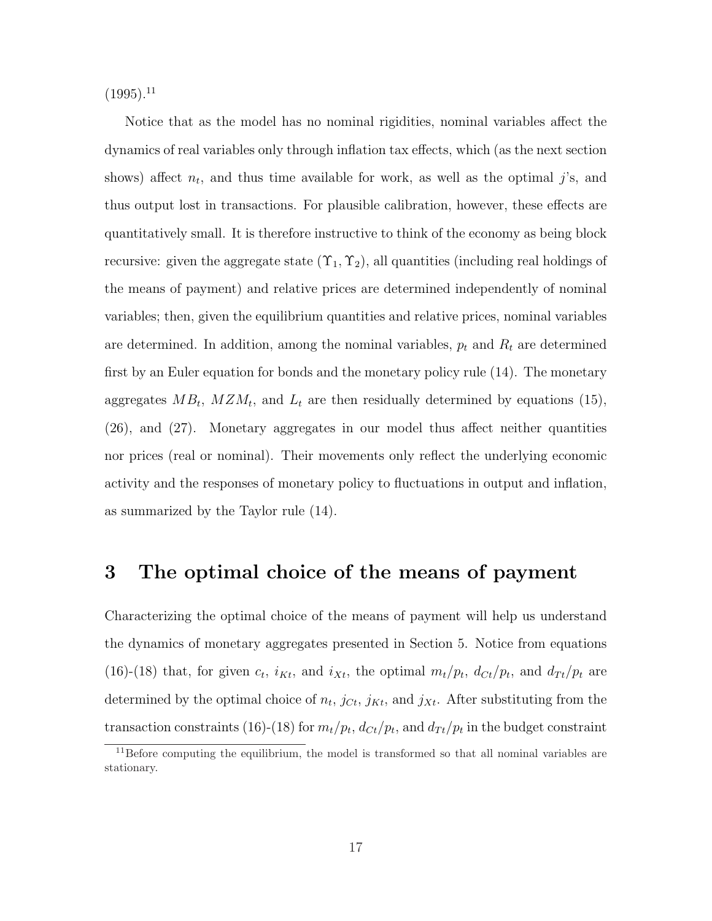(1995).[11]

Notice that as the model has no nominal rigidities, nominal variables affect the dynamics of real variables only through inflation tax effects, which (as the next section shows) affect $n_t$, and thus time available for work, as well as the optimal $j$'s, and thus output lost in transactions. For plausible calibration, however, these effects are quantitatively small. It is therefore instructive to think of the economy as being block recursive: given the aggregate state $(\Upsilon_1, \Upsilon_2)$, all quantities (including real holdings of the means of payment) and relative prices are determined independently of nominal variables; then, given the equilibrium quantities and relative prices, nominal variables are determined. In addition, among the nominal variables, $p_t$ and $R_t$ are determined first by an Euler equation for bonds and the monetary policy rule (14). The monetary aggregates $MB_t$, $MZM_t$, and $L_t$ are then residually determined by equations (15), (26), and (27). Monetary aggregates in our model thus affect neither quantities nor prices (real or nominal). Their movements only reflect the underlying economic activity and the responses of monetary policy to fluctuations in output and inflation, as summarized by the Taylor rule (14).

# 3 The optimal choice of the means of payment

Characterizing the optimal choice of the means of payment will help us understand the dynamics of monetary aggregates presented in Section 5. Notice from equations (16)-(18) that, for given $c_t$, $i_{Kt}$, and $i_{Xt}$, the optimal $m_t/p_t$, $d_{Ct}/p_t$, and $d_{Tt}/p_t$ are determined by the optimal choice of $n_t$, $j_{Ct}$, $j_{Kt}$, and $j_{Xt}$. After substituting from the transaction constraints (16)-(18) for $m_t/p_t$, $d_{Ct}/p_t$, and $d_{Tt}/p_t$ in the budget constraint

[11] Before computing the equilibrium, the model is transformed so that all nominal variables are stationary.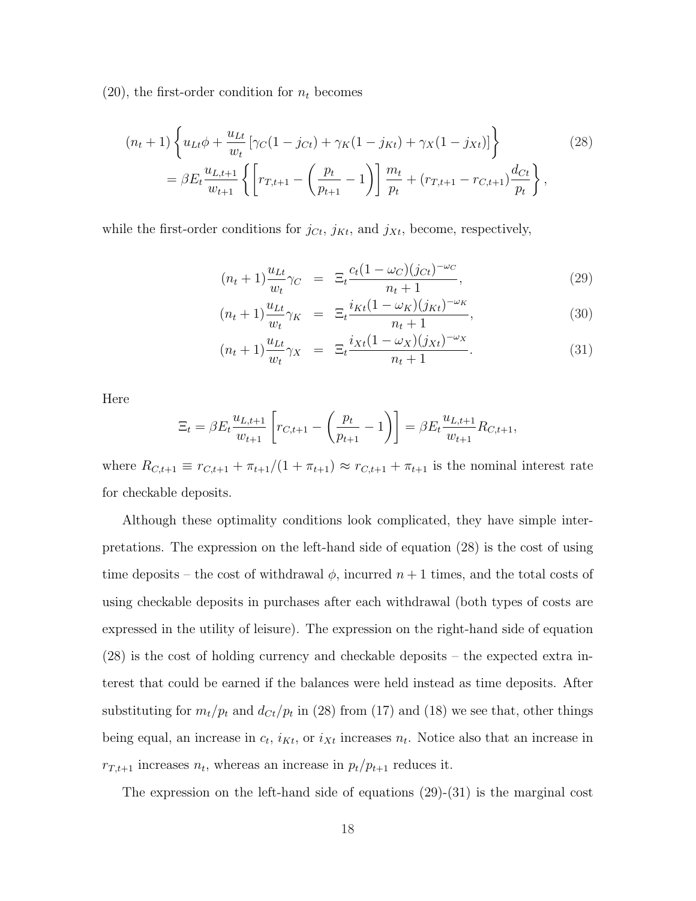(20), the first-order condition for $n_t$ becomes

$$
\begin{aligned}
(n_t+1)\left\{u_{Lt}\phi + \frac{u_{Lt}}{w_t}\left[\gamma_C(1-j_{Ct}) + \gamma_K(1-j_{Kt}) + \gamma_X(1-j_{Xt})\right]\right\} \\
= \beta E_t \frac{u_{L,t+1}}{w_{t+1}}\left\{\left[r_{T,t+1} - \left(\frac{p_t}{p_{t+1}} - 1\right)\right]\frac{m_t}{p_t} + (r_{T,t+1} - r_{C,t+1})\frac{d_{Ct}}{p_t}\right\},
\end{aligned}
\tag{28}
$$

while the first-order conditions for $j_{Ct}$, $j_{Kt}$, and $j_{Xt}$, become, respectively,

$$
(n_t+1)\frac{u_{Lt}}{w_t}\gamma_C = \Xi_t \frac{c_t(1-\omega_C)(j_{Ct})^{-\omega_C}}{n_t+1}, \tag{29}
$$

$$
(n_t+1)\frac{u_{Lt}}{w_t}\gamma_K = \Xi_t \frac{i_{Kt}(1-\omega_K)(j_{Kt})^{-\omega_K}}{n_t+1}, \tag{30}
$$

$$
(n_t+1)\frac{u_{Lt}}{w_t}\gamma_X = \Xi_t \frac{i_{Xt}(1-\omega_X)(j_{Xt})^{-\omega_X}}{n_t+1}. \tag{31}
$$

Here

$$
\Xi_t = \beta E_t \frac{u_{L,t+1}}{w_{t+1}}\left[r_{C,t+1} - \left(\frac{p_t}{p_{t+1}} - 1\right)\right] = \beta E_t \frac{u_{L,t+1}}{w_{t+1}} R_{C,t+1},
$$

where $R_{C,t+1} \equiv r_{C,t+1} + \pi_{t+1}/(1+\pi_{t+1}) \approx r_{C,t+1} + \pi_{t+1}$ is the nominal interest rate for checkable deposits.

Although these optimality conditions look complicated, they have simple interpretations. The expression on the left-hand side of equation (28) is the cost of using time deposits – the cost of withdrawal $\phi$, incurred $n+1$ times, and the total costs of using checkable deposits in purchases after each withdrawal (both types of costs are expressed in the utility of leisure). The expression on the right-hand side of equation (28) is the cost of holding currency and checkable deposits – the expected extra interest that could be earned if the balances were held instead as time deposits. After substituting for $m_t/p_t$ and $d_{Ct}/p_t$ in (28) from (17) and (18) we see that, other things being equal, an increase in $c_t$, $i_{Kt}$, or $i_{Xt}$ increases $n_t$. Notice also that an increase in $r_{T,t+1}$ increases $n_t$, whereas an increase in $p_t/p_{t+1}$ reduces it.

The expression on the left-hand side of equations (29)-(31) is the marginal cost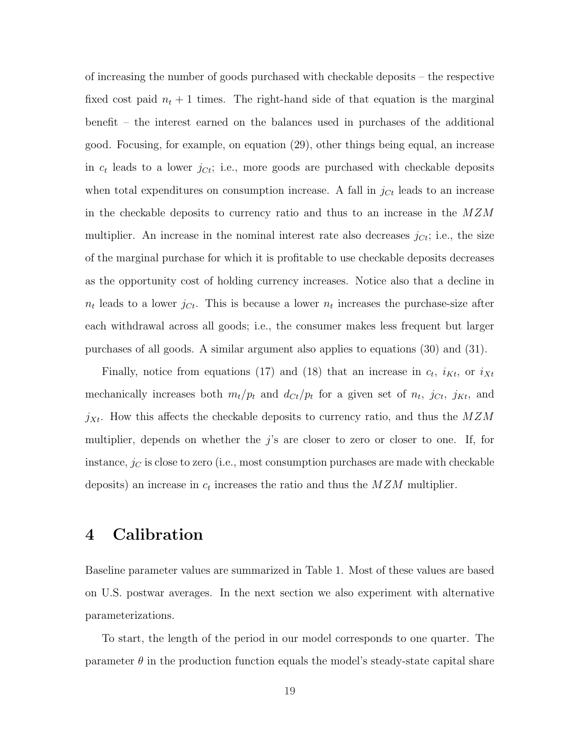of increasing the number of goods purchased with checkable deposits – the respective fixed cost paid $n_t + 1$ times. The right-hand side of that equation is the marginal benefit – the interest earned on the balances used in purchases of the additional good. Focusing, for example, on equation (29), other things being equal, an increase in $c_t$ leads to a lower $j_{Ct}$; i.e., more goods are purchased with checkable deposits when total expenditures on consumption increase. A fall in $j_{Ct}$ leads to an increase in the checkable deposits to currency ratio and thus to an increase in the $MZM$ multiplier. An increase in the nominal interest rate also decreases $j_{Ct}$; i.e., the size of the marginal purchase for which it is profitable to use checkable deposits decreases as the opportunity cost of holding currency increases. Notice also that a decline in $n_t$ leads to a lower $j_{Ct}$. This is because a lower $n_t$ increases the purchase-size after each withdrawal across all goods; i.e., the consumer makes less frequent but larger purchases of all goods. A similar argument also applies to equations (30) and (31).

Finally, notice from equations (17) and (18) that an increase in $c_t$, $i_{Kt}$, or $i_{Xt}$ mechanically increases both $m_t/p_t$ and $d_{Ct}/p_t$ for a given set of $n_t$, $j_{Ct}$, $j_{Kt}$, and $j_{Xt}$. How this affects the checkable deposits to currency ratio, and thus the $MZM$ multiplier, depends on whether the $j$'s are closer to zero or closer to one. If, for instance, $j_C$ is close to zero (i.e., most consumption purchases are made with checkable deposits) an increase in $c_t$ increases the ratio and thus the $MZM$ multiplier.

# 4 Calibration

Baseline parameter values are summarized in Table 1. Most of these values are based on U.S. postwar averages. In the next section we also experiment with alternative parameterizations.

To start, the length of the period in our model corresponds to one quarter. The parameter $\theta$ in the production function equals the model's steady-state capital share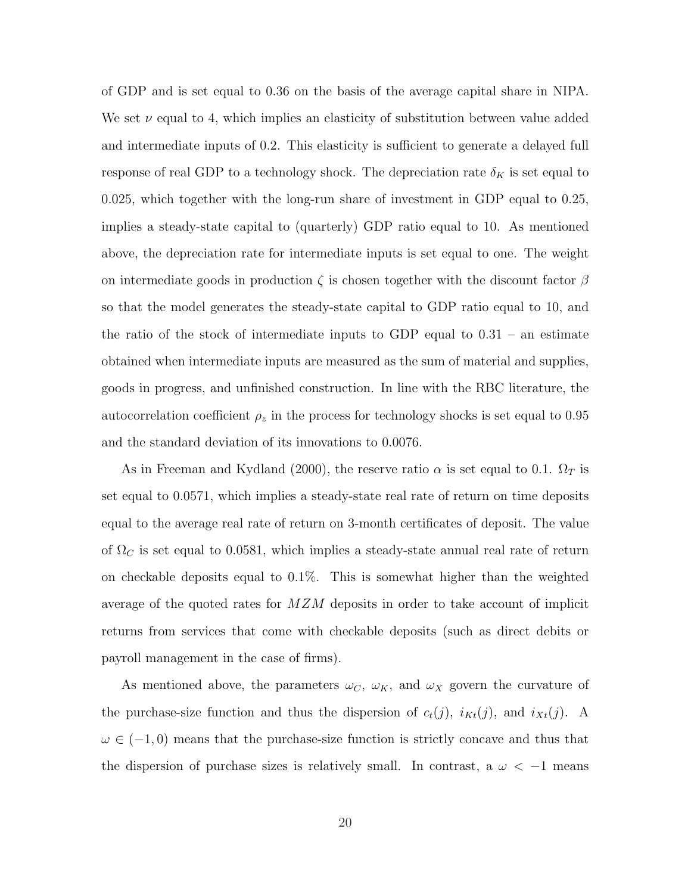of GDP and is set equal to 0.36 on the basis of the average capital share in NIPA. We set $\nu$ equal to 4, which implies an elasticity of substitution between value added and intermediate inputs of 0.2. This elasticity is sufficient to generate a delayed full response of real GDP to a technology shock. The depreciation rate $\delta_K$ is set equal to 0.025, which together with the long-run share of investment in GDP equal to 0.25, implies a steady-state capital to (quarterly) GDP ratio equal to 10. As mentioned above, the depreciation rate for intermediate inputs is set equal to one. The weight on intermediate goods in production $\zeta$ is chosen together with the discount factor $\beta$ so that the model generates the steady-state capital to GDP ratio equal to 10, and the ratio of the stock of intermediate inputs to GDP equal to 0.31 – an estimate obtained when intermediate inputs are measured as the sum of material and supplies, goods in progress, and unfinished construction. In line with the RBC literature, the autocorrelation coefficient $\rho_z$ in the process for technology shocks is set equal to 0.95 and the standard deviation of its innovations to 0.0076.

As in Freeman and Kydland (2000), the reserve ratio $\alpha$ is set equal to 0.1. $\Omega_T$ is set equal to 0.0571, which implies a steady-state real rate of return on time deposits equal to the average real rate of return on 3-month certificates of deposit. The value of $\Omega_C$ is set equal to 0.0581, which implies a steady-state annual real rate of return on checkable deposits equal to 0.1%. This is somewhat higher than the weighted average of the quoted rates for $MZM$ deposits in order to take account of implicit returns from services that come with checkable deposits (such as direct debits or payroll management in the case of firms).

As mentioned above, the parameters $\omega_C$, $\omega_K$, and $\omega_X$ govern the curvature of the purchase-size function and thus the dispersion of $c_t(j)$, $i_{Kt}(j)$, and $i_{Xt}(j)$. A $\omega \in (-1, 0)$ means that the purchase-size function is strictly concave and thus that the dispersion of purchase sizes is relatively small. In contrast, a $\omega < -1$ means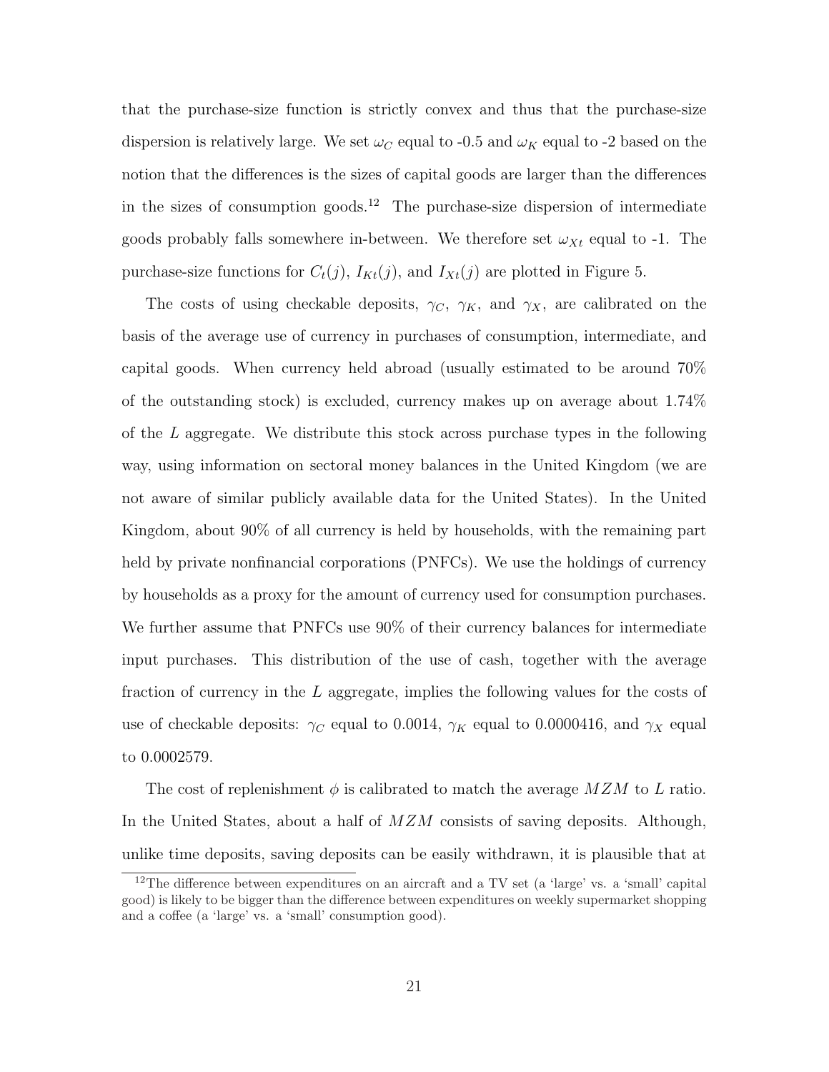that the purchase-size function is strictly convex and thus that the purchase-size dispersion is relatively large. We set $\omega_C$ equal to -0.5 and $\omega_K$ equal to -2 based on the notion that the differences is the sizes of capital goods are larger than the differences in the sizes of consumption goods.[12] The purchase-size dispersion of intermediate goods probably falls somewhere in-between. We therefore set $\omega_{Xt}$ equal to -1. The purchase-size functions for $C_t(j)$, $I_{Kt}(j)$, and $I_{Xt}(j)$ are plotted in Figure 5.

The costs of using checkable deposits, $\gamma_C$, $\gamma_K$, and $\gamma_X$, are calibrated on the basis of the average use of currency in purchases of consumption, intermediate, and capital goods. When currency held abroad (usually estimated to be around 70% of the outstanding stock) is excluded, currency makes up on average about 1.74% of the $L$ aggregate. We distribute this stock across purchase types in the following way, using information on sectoral money balances in the United Kingdom (we are not aware of similar publicly available data for the United States). In the United Kingdom, about 90% of all currency is held by households, with the remaining part held by private nonfinancial corporations (PNFCs). We use the holdings of currency by households as a proxy for the amount of currency used for consumption purchases. We further assume that PNFCs use 90% of their currency balances for intermediate input purchases. This distribution of the use of cash, together with the average fraction of currency in the $L$ aggregate, implies the following values for the costs of use of checkable deposits: $\gamma_C$ equal to 0.0014, $\gamma_K$ equal to 0.0000416, and $\gamma_X$ equal to 0.0002579.

The cost of replenishment $\phi$ is calibrated to match the average $MZM$ to $L$ ratio. In the United States, about a half of $MZM$ consists of saving deposits. Although, unlike time deposits, saving deposits can be easily withdrawn, it is plausible that at

[12] The difference between expenditures on an aircraft and a TV set (a 'large' vs. a 'small' capital good) is likely to be bigger than the difference between expenditures on weekly supermarket shopping and a coffee (a 'large' vs. a 'small' consumption good).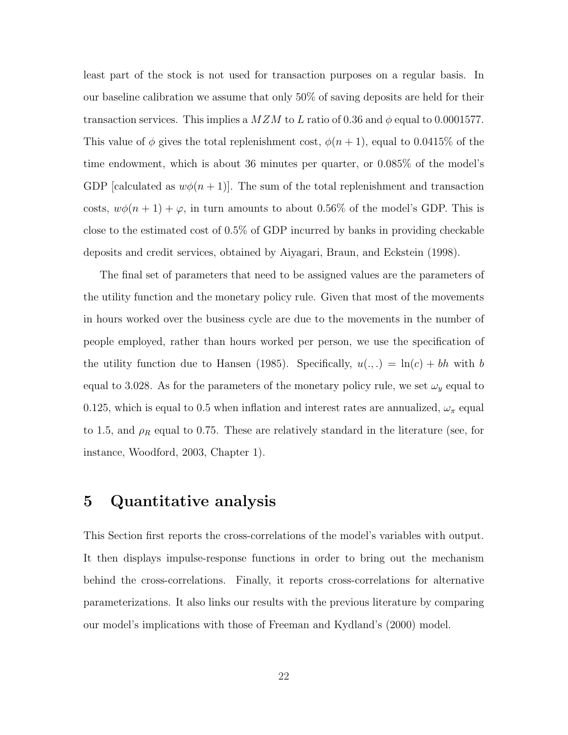least part of the stock is not used for transaction purposes on a regular basis. In our baseline calibration we assume that only 50% of saving deposits are held for their transaction services. This implies a $MZM$ to $L$ ratio of 0.36 and $\phi$ equal to 0.0001577. This value of $\phi$ gives the total replenishment cost, $\phi(n+1)$, equal to 0.0415% of the time endowment, which is about 36 minutes per quarter, or 0.085% of the model's GDP [calculated as $w\phi(n+1)$]. The sum of the total replenishment and transaction costs, $w\phi(n+1) + \varphi$, in turn amounts to about 0.56% of the model's GDP. This is close to the estimated cost of 0.5% of GDP incurred by banks in providing checkable deposits and credit services, obtained by Aiyagari, Braun, and Eckstein (1998).

The final set of parameters that need to be assigned values are the parameters of the utility function and the monetary policy rule. Given that most of the movements in hours worked over the business cycle are due to the movements in the number of people employed, rather than hours worked per person, we use the specification of the utility function due to Hansen (1985). Specifically, $u(.,.) = \ln(c) + bh$ with $b$ equal to 3.028. As for the parameters of the monetary policy rule, we set $\omega_y$ equal to 0.125, which is equal to 0.5 when inflation and interest rates are annualized, $\omega_\pi$ equal to 1.5, and $\rho_R$ equal to 0.75. These are relatively standard in the literature (see, for instance, Woodford, 2003, Chapter 1).

# 5 Quantitative analysis

This Section first reports the cross-correlations of the model's variables with output. It then displays impulse-response functions in order to bring out the mechanism behind the cross-correlations. Finally, it reports cross-correlations for alternative parameterizations. It also links our results with the previous literature by comparing our model's implications with those of Freeman and Kydland's (2000) model.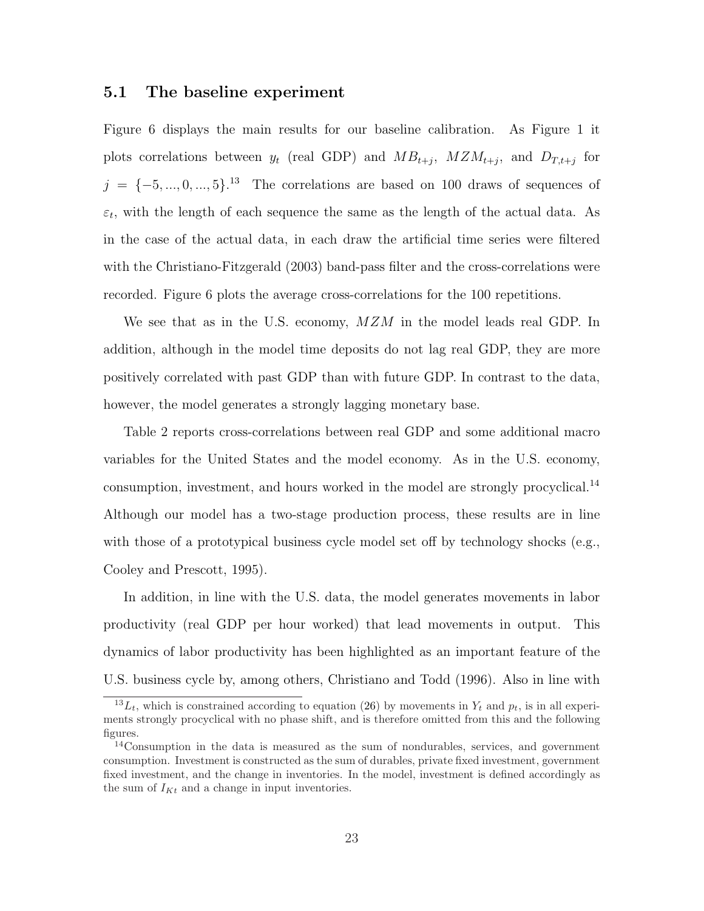### 5.1 The baseline experiment

Figure 6 displays the main results for our baseline calibration. As Figure 1 it plots correlations between $y_t$ (real GDP) and $MB_{t+j}$, $MZM_{t+j}$, and $D_{T,t+j}$ for $j = \{-5, ..., 0, ..., 5\}$.[13] The correlations are based on 100 draws of sequences of $\varepsilon_t$, with the length of each sequence the same as the length of the actual data. As in the case of the actual data, in each draw the artificial time series were filtered with the Christiano-Fitzgerald (2003) band-pass filter and the cross-correlations were recorded. Figure 6 plots the average cross-correlations for the 100 repetitions.

We see that as in the U.S. economy, $MZM$ in the model leads real GDP. In addition, although in the model time deposits do not lag real GDP, they are more positively correlated with past GDP than with future GDP. In contrast to the data, however, the model generates a strongly lagging monetary base.

Table 2 reports cross-correlations between real GDP and some additional macro variables for the United States and the model economy. As in the U.S. economy, consumption, investment, and hours worked in the model are strongly procyclical.[14] Although our model has a two-stage production process, these results are in line with those of a prototypical business cycle model set off by technology shocks (e.g., Cooley and Prescott, 1995).

In addition, in line with the U.S. data, the model generates movements in labor productivity (real GDP per hour worked) that lead movements in output. This dynamics of labor productivity has been highlighted as an important feature of the U.S. business cycle by, among others, Christiano and Todd (1996). Also in line with

[13] $L_t$, which is constrained according to equation (26) by movements in $Y_t$ and $p_t$, is in all experiments strongly procyclical with no phase shift, and is therefore omitted from this and the following figures.

[14] Consumption in the data is measured as the sum of nondurables, services, and government consumption. Investment is constructed as the sum of durables, private fixed investment, government fixed investment, and the change in inventories. In the model, investment is defined accordingly as the sum of $I_{Kt}$ and a change in input inventories.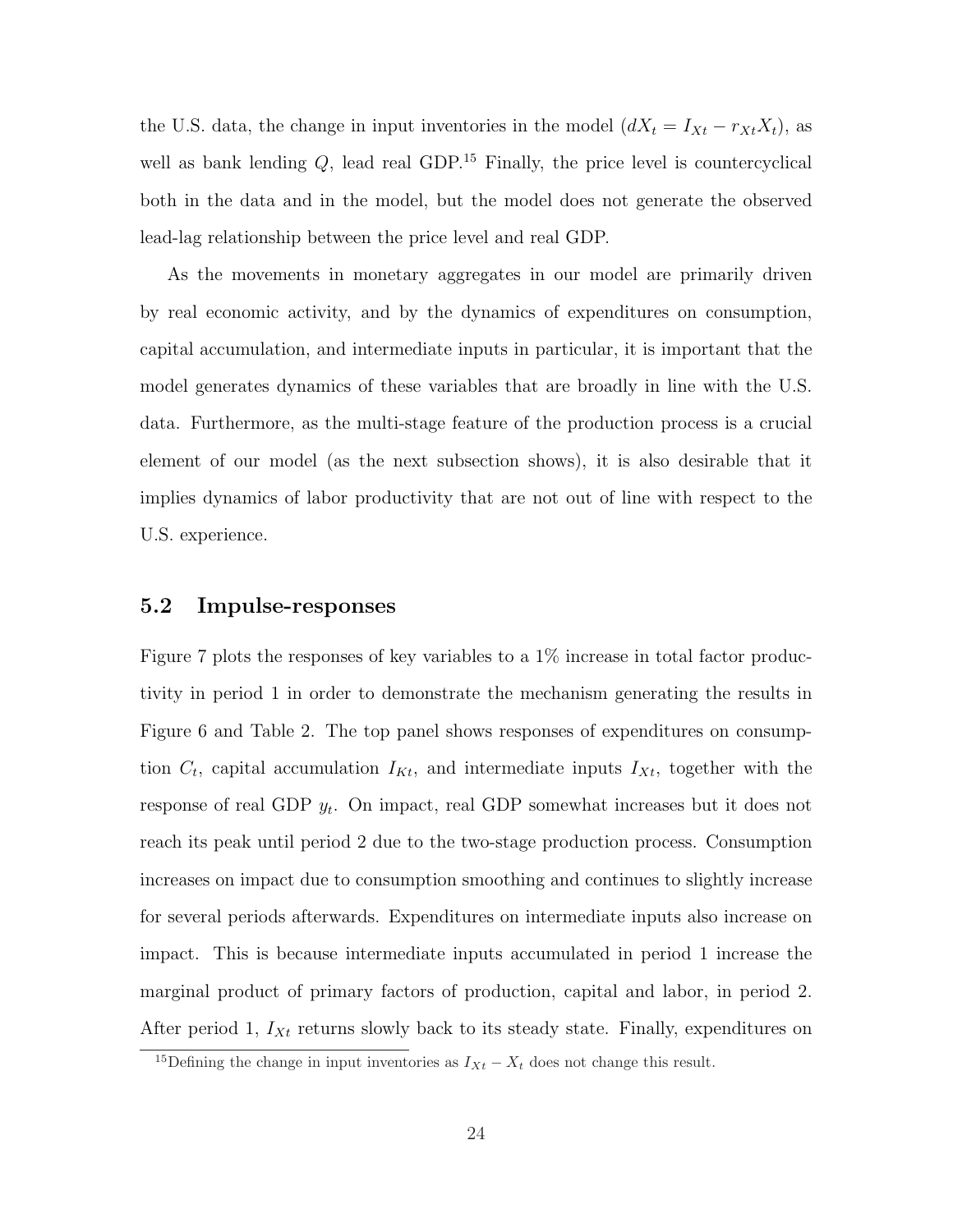the U.S. data, the change in input inventories in the model ($dX_t = I_{Xt} - r_{Xt}X_t$), as well as bank lending $Q$, lead real GDP.[15] Finally, the price level is countercyclical both in the data and in the model, but the model does not generate the observed lead-lag relationship between the price level and real GDP.

As the movements in monetary aggregates in our model are primarily driven by real economic activity, and by the dynamics of expenditures on consumption, capital accumulation, and intermediate inputs in particular, it is important that the model generates dynamics of these variables that are broadly in line with the U.S. data. Furthermore, as the multi-stage feature of the production process is a crucial element of our model (as the next subsection shows), it is also desirable that it implies dynamics of labor productivity that are not out of line with respect to the U.S. experience.

## 5.2 Impulse-responses

Figure 7 plots the responses of key variables to a 1% increase in total factor productivity in period 1 in order to demonstrate the mechanism generating the results in Figure 6 and Table 2. The top panel shows responses of expenditures on consumption $C_t$, capital accumulation $I_{Kt}$, and intermediate inputs $I_{Xt}$, together with the response of real GDP $y_t$. On impact, real GDP somewhat increases but it does not reach its peak until period 2 due to the two-stage production process. Consumption increases on impact due to consumption smoothing and continues to slightly increase for several periods afterwards. Expenditures on intermediate inputs also increase on impact. This is because intermediate inputs accumulated in period 1 increase the marginal product of primary factors of production, capital and labor, in period 2. After period 1, $I_{Xt}$ returns slowly back to its steady state. Finally, expenditures on

[15] Defining the change in input inventories as $I_{Xt} - X_t$ does not change this result.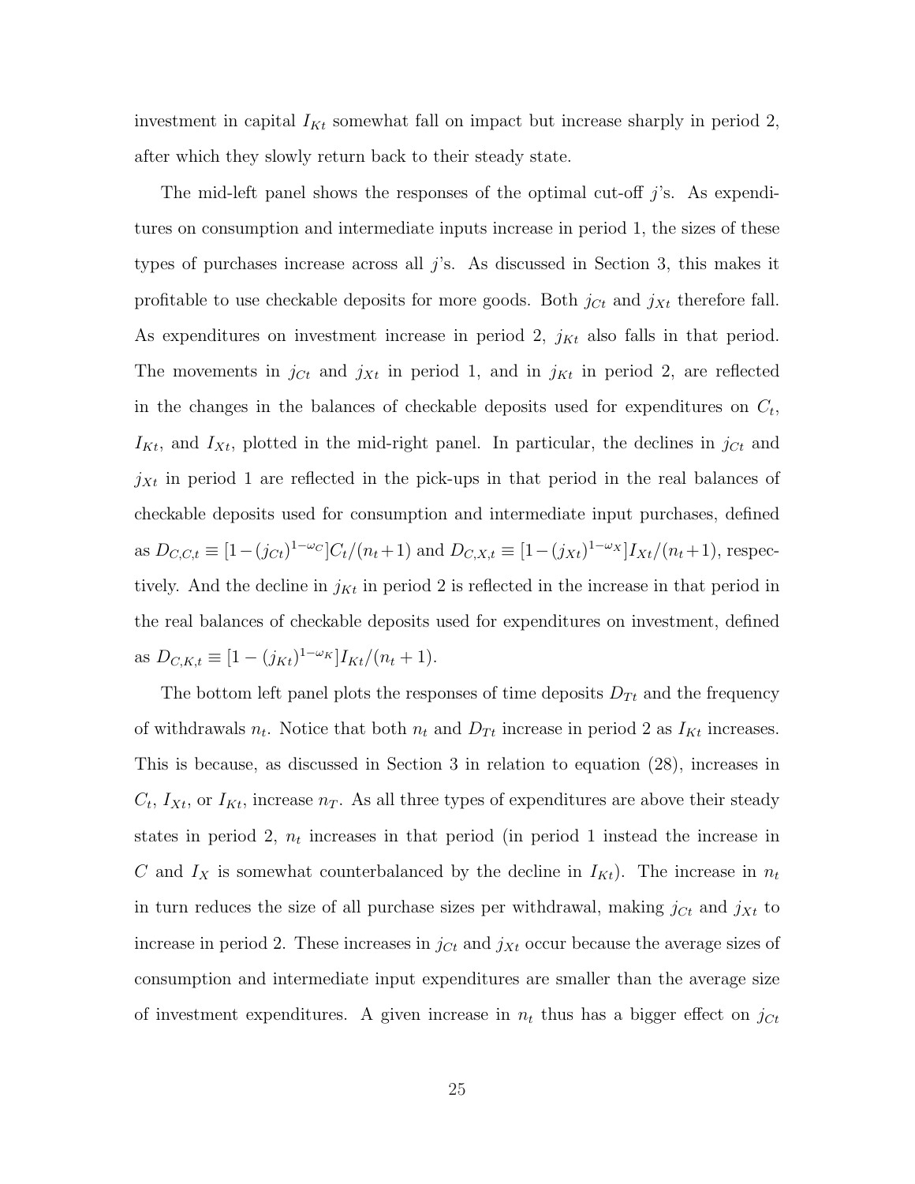investment in capital $I_{Kt}$ somewhat fall on impact but increase sharply in period 2, after which they slowly return back to their steady state.

The mid-left panel shows the responses of the optimal cut-off $j$'s. As expenditures on consumption and intermediate inputs increase in period 1, the sizes of these types of purchases increase across all $j$'s. As discussed in Section 3, this makes it profitable to use checkable deposits for more goods. Both $j_{Ct}$ and $j_{Xt}$ therefore fall. As expenditures on investment increase in period 2, $j_{Kt}$ also falls in that period. The movements in $j_{Ct}$ and $j_{Xt}$ in period 1, and in $j_{Kt}$ in period 2, are reflected in the changes in the balances of checkable deposits used for expenditures on $C_t$, $I_{Kt}$, and $I_{Xt}$, plotted in the mid-right panel. In particular, the declines in $j_{Ct}$ and $j_{Xt}$ in period 1 are reflected in the pick-ups in that period in the real balances of checkable deposits used for consumption and intermediate input purchases, defined as $D_{C,C,t} \equiv [1-(j_{Ct})^{1-\omega_C}]C_t/(n_t+1)$ and $D_{C,X,t} \equiv [1-(j_{Xt})^{1-\omega_X}]I_{Xt}/(n_t+1)$, respectively. And the decline in $j_{Kt}$ in period 2 is reflected in the increase in that period in the real balances of checkable deposits used for expenditures on investment, defined as $D_{C,K,t} \equiv [1-(j_{Kt})^{1-\omega_K}]I_{Kt}/(n_t+1)$.

The bottom left panel plots the responses of time deposits $D_{Tt}$ and the frequency of withdrawals $n_t$. Notice that both $n_t$ and $D_{Tt}$ increase in period 2 as $I_{Kt}$ increases. This is because, as discussed in Section 3 in relation to equation (28), increases in $C_t$, $I_{Xt}$, or $I_{Kt}$, increase $n_T$. As all three types of expenditures are above their steady states in period 2, $n_t$ increases in that period (in period 1 instead the increase in $C$ and $I_X$ is somewhat counterbalanced by the decline in $I_{Kt}$). The increase in $n_t$ in turn reduces the size of all purchase sizes per withdrawal, making $j_{Ct}$ and $j_{Xt}$ to increase in period 2. These increases in $j_{Ct}$ and $j_{Xt}$ occur because the average sizes of consumption and intermediate input expenditures are smaller than the average size of investment expenditures. A given increase in $n_t$ thus has a bigger effect on $j_{Ct}$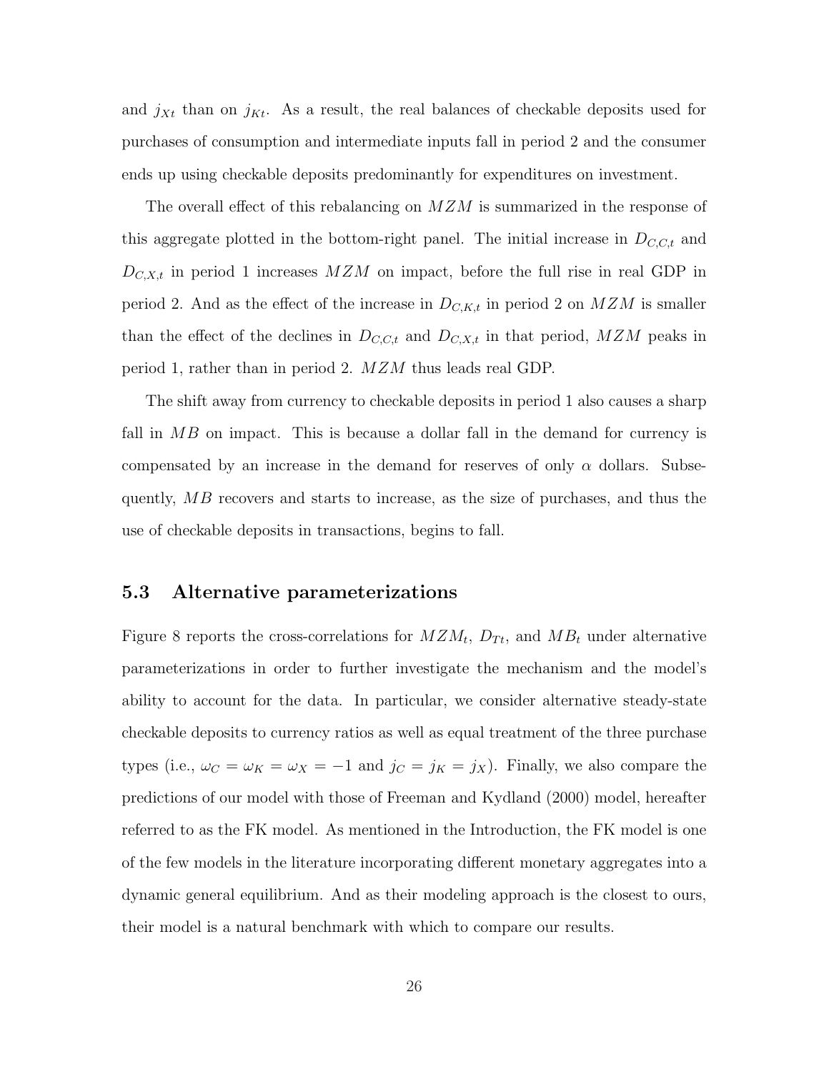and $j_{Xt}$ than on $j_{Kt}$. As a result, the real balances of checkable deposits used for purchases of consumption and intermediate inputs fall in period 2 and the consumer ends up using checkable deposits predominantly for expenditures on investment.

The overall effect of this rebalancing on $MZM$ is summarized in the response of this aggregate plotted in the bottom-right panel. The initial increase in $D_{C,C,t}$ and $D_{C,X,t}$ in period 1 increases $MZM$ on impact, before the full rise in real GDP in period 2. And as the effect of the increase in $D_{C,K,t}$ in period 2 on $MZM$ is smaller than the effect of the declines in $D_{C,C,t}$ and $D_{C,X,t}$ in that period, $MZM$ peaks in period 1, rather than in period 2. $MZM$ thus leads real GDP.

The shift away from currency to checkable deposits in period 1 also causes a sharp fall in $MB$ on impact. This is because a dollar fall in the demand for currency is compensated by an increase in the demand for reserves of only $\alpha$ dollars. Subsequently, $MB$ recovers and starts to increase, as the size of purchases, and thus the use of checkable deposits in transactions, begins to fall.

### 5.3 Alternative parameterizations

Figure 8 reports the cross-correlations for $MZM_t$, $D_{Tt}$, and $MB_t$ under alternative parameterizations in order to further investigate the mechanism and the model's ability to account for the data. In particular, we consider alternative steady-state checkable deposits to currency ratios as well as equal treatment of the three purchase types (i.e., $\omega_C = \omega_K = \omega_X = -1$ and $j_C = j_K = j_X$). Finally, we also compare the predictions of our model with those of Freeman and Kydland (2000) model, hereafter referred to as the FK model. As mentioned in the Introduction, the FK model is one of the few models in the literature incorporating different monetary aggregates into a dynamic general equilibrium. And as their modeling approach is the closest to ours, their model is a natural benchmark with which to compare our results.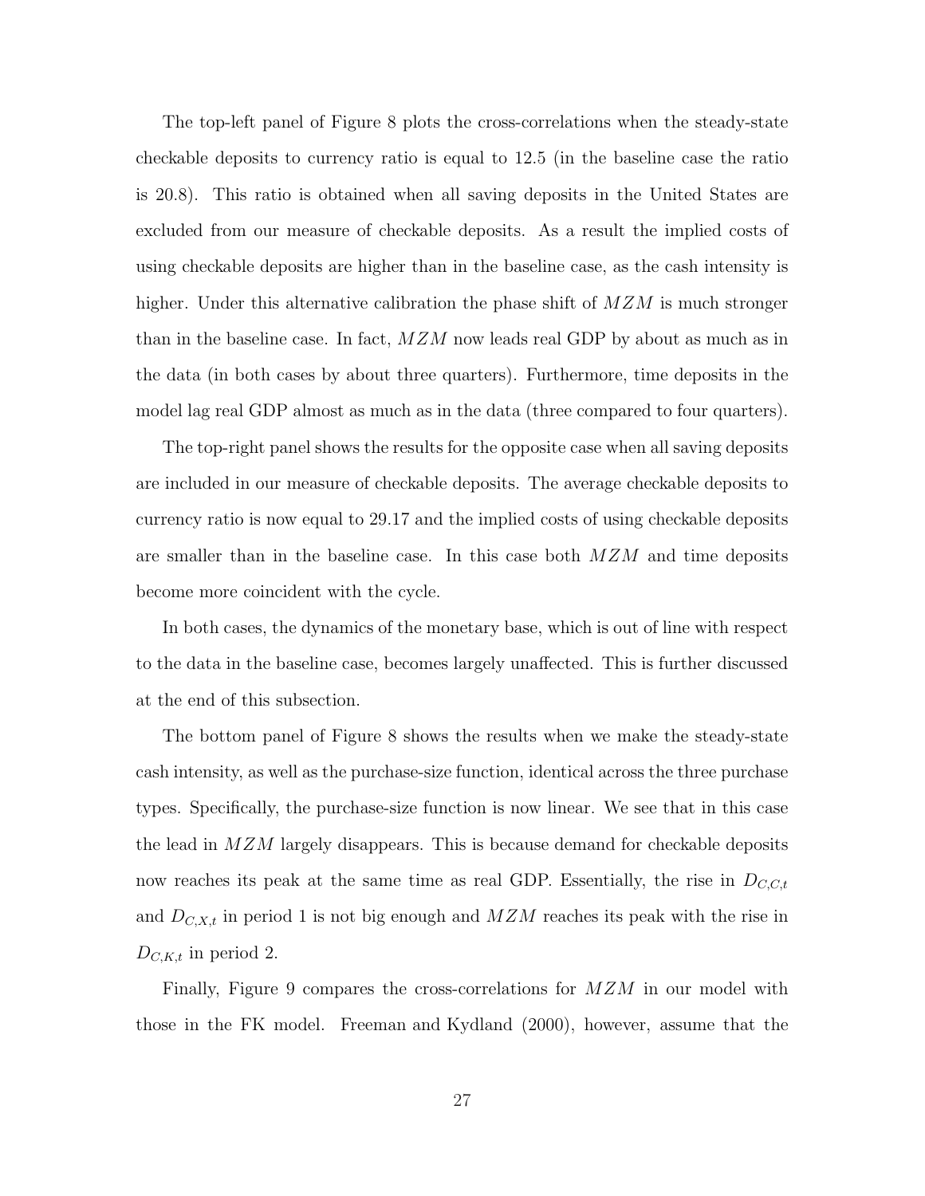The top-left panel of Figure 8 plots the cross-correlations when the steady-state checkable deposits to currency ratio is equal to 12.5 (in the baseline case the ratio is 20.8). This ratio is obtained when all saving deposits in the United States are excluded from our measure of checkable deposits. As a result the implied costs of using checkable deposits are higher than in the baseline case, as the cash intensity is higher. Under this alternative calibration the phase shift of $MZM$ is much stronger than in the baseline case. In fact, $MZM$ now leads real GDP by about as much as in the data (in both cases by about three quarters). Furthermore, time deposits in the model lag real GDP almost as much as in the data (three compared to four quarters).

The top-right panel shows the results for the opposite case when all saving deposits are included in our measure of checkable deposits. The average checkable deposits to currency ratio is now equal to 29.17 and the implied costs of using checkable deposits are smaller than in the baseline case. In this case both $MZM$ and time deposits become more coincident with the cycle.

In both cases, the dynamics of the monetary base, which is out of line with respect to the data in the baseline case, becomes largely unaffected. This is further discussed at the end of this subsection.

The bottom panel of Figure 8 shows the results when we make the steady-state cash intensity, as well as the purchase-size function, identical across the three purchase types. Specifically, the purchase-size function is now linear. We see that in this case the lead in $MZM$ largely disappears. This is because demand for checkable deposits now reaches its peak at the same time as real GDP. Essentially, the rise in $D_{C,C,t}$ and $D_{C,X,t}$ in period 1 is not big enough and $MZM$ reaches its peak with the rise in $D_{C,K,t}$ in period 2.

Finally, Figure 9 compares the cross-correlations for $MZM$ in our model with those in the FK model. Freeman and Kydland (2000), however, assume that the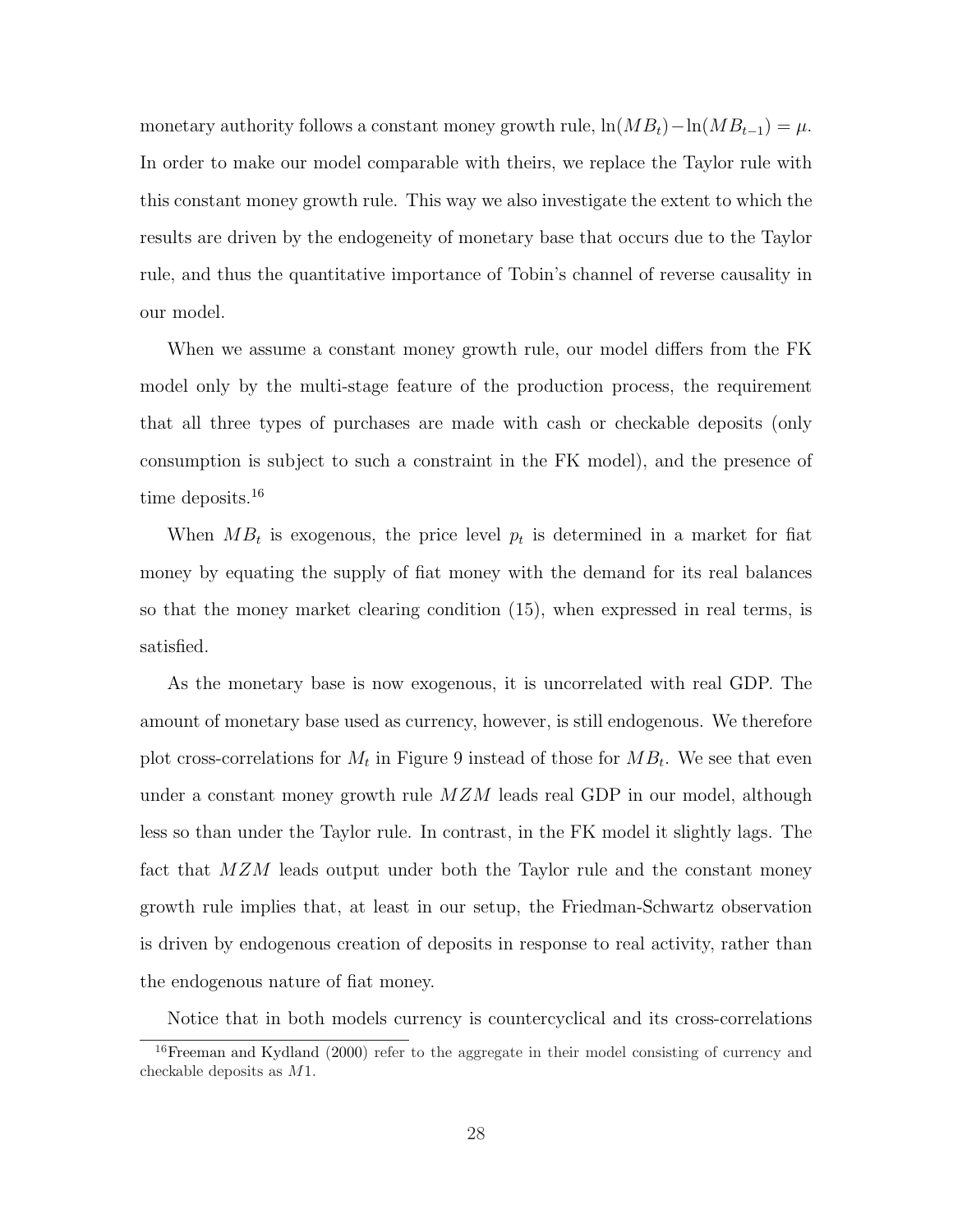monetary authority follows a constant money growth rule, $\ln(MB_t) - \ln(MB_{t-1}) = \mu$. In order to make our model comparable with theirs, we replace the Taylor rule with this constant money growth rule. This way we also investigate the extent to which the results are driven by the endogeneity of monetary base that occurs due to the Taylor rule, and thus the quantitative importance of Tobin's channel of reverse causality in our model.

When we assume a constant money growth rule, our model differs from the FK model only by the multi-stage feature of the production process, the requirement that all three types of purchases are made with cash or checkable deposits (only consumption is subject to such a constraint in the FK model), and the presence of time deposits.[16]

When $MB_t$ is exogenous, the price level $p_t$ is determined in a market for fiat money by equating the supply of fiat money with the demand for its real balances so that the money market clearing condition (15), when expressed in real terms, is satisfied.

As the monetary base is now exogenous, it is uncorrelated with real GDP. The amount of monetary base used as currency, however, is still endogenous. We therefore plot cross-correlations for $M_t$ in Figure 9 instead of those for $MB_t$. We see that even under a constant money growth rule $MZM$ leads real GDP in our model, although less so than under the Taylor rule. In contrast, in the FK model it slightly lags. The fact that $MZM$ leads output under both the Taylor rule and the constant money growth rule implies that, at least in our setup, the Friedman-Schwartz observation is driven by endogenous creation of deposits in response to real activity, rather than the endogenous nature of fiat money.

Notice that in both models currency is countercyclical and its cross-correlations

[16] Freeman and Kydland (2000) refer to the aggregate in their model consisting of currency and checkable deposits as $M1$.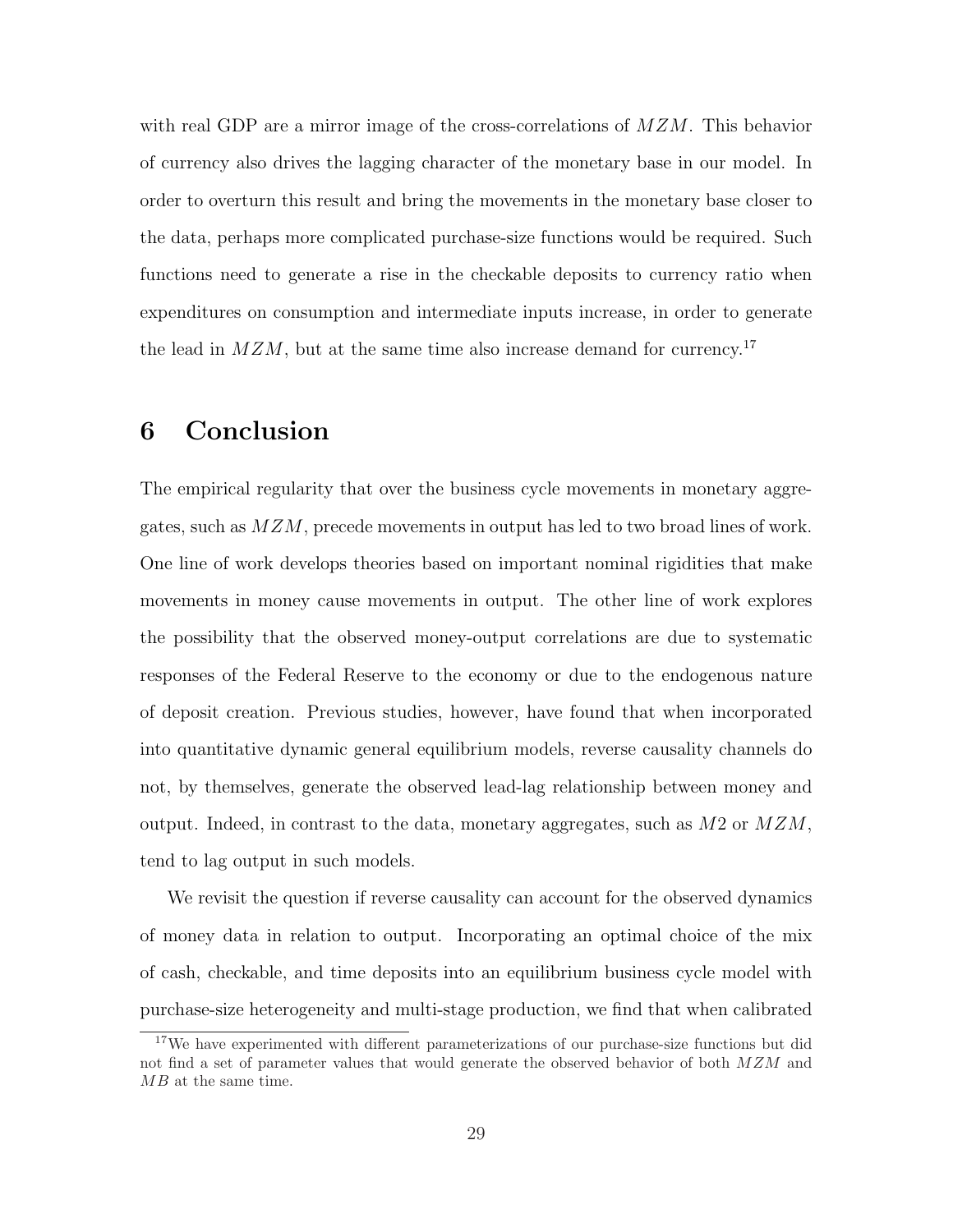with real GDP are a mirror image of the cross-correlations of $MZM$. This behavior of currency also drives the lagging character of the monetary base in our model. In order to overturn this result and bring the movements in the monetary base closer to the data, perhaps more complicated purchase-size functions would be required. Such functions need to generate a rise in the checkable deposits to currency ratio when expenditures on consumption and intermediate inputs increase, in order to generate the lead in $MZM$, but at the same time also increase demand for currency.[17]

# 6 Conclusion

The empirical regularity that over the business cycle movements in monetary aggregates, such as $MZM$, precede movements in output has led to two broad lines of work. One line of work develops theories based on important nominal rigidities that make movements in money cause movements in output. The other line of work explores the possibility that the observed money-output correlations are due to systematic responses of the Federal Reserve to the economy or due to the endogenous nature of deposit creation. Previous studies, however, have found that when incorporated into quantitative dynamic general equilibrium models, reverse causality channels do not, by themselves, generate the observed lead-lag relationship between money and output. Indeed, in contrast to the data, monetary aggregates, such as $M2$ or $MZM$, tend to lag output in such models.

We revisit the question if reverse causality can account for the observed dynamics of money data in relation to output. Incorporating an optimal choice of the mix of cash, checkable, and time deposits into an equilibrium business cycle model with purchase-size heterogeneity and multi-stage production, we find that when calibrated

[17] We have experimented with different parameterizations of our purchase-size functions but did not find a set of parameter values that would generate the observed behavior of both $MZM$ and $MB$ at the same time.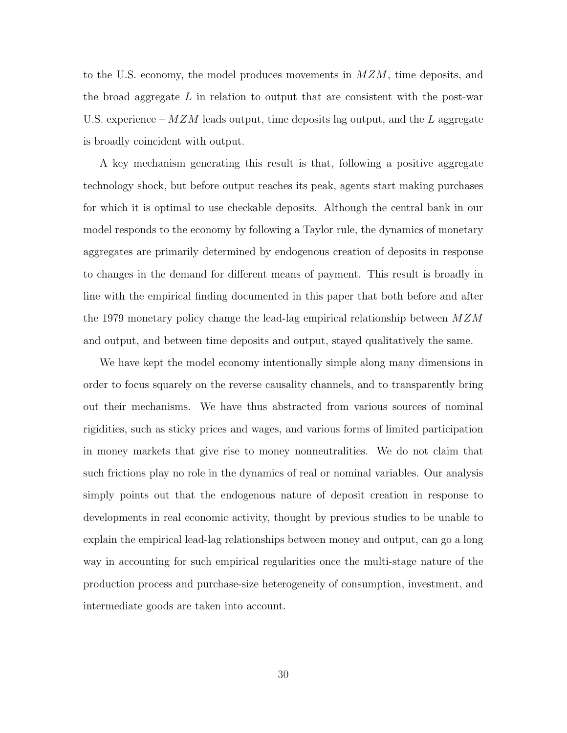to the U.S. economy, the model produces movements in $MZM$, time deposits, and the broad aggregate $L$ in relation to output that are consistent with the post-war U.S. experience – $MZM$ leads output, time deposits lag output, and the $L$ aggregate is broadly coincident with output.

A key mechanism generating this result is that, following a positive aggregate technology shock, but before output reaches its peak, agents start making purchases for which it is optimal to use checkable deposits. Although the central bank in our model responds to the economy by following a Taylor rule, the dynamics of monetary aggregates are primarily determined by endogenous creation of deposits in response to changes in the demand for different means of payment. This result is broadly in line with the empirical finding documented in this paper that both before and after the 1979 monetary policy change the lead-lag empirical relationship between $MZM$ and output, and between time deposits and output, stayed qualitatively the same.

We have kept the model economy intentionally simple along many dimensions in order to focus squarely on the reverse causality channels, and to transparently bring out their mechanisms. We have thus abstracted from various sources of nominal rigidities, such as sticky prices and wages, and various forms of limited participation in money markets that give rise to money nonneutralities. We do not claim that such frictions play no role in the dynamics of real or nominal variables. Our analysis simply points out that the endogenous nature of deposit creation in response to developments in real economic activity, thought by previous studies to be unable to explain the empirical lead-lag relationships between money and output, can go a long way in accounting for such empirical regularities once the multi-stage nature of the production process and purchase-size heterogeneity of consumption, investment, and intermediate goods are taken into account.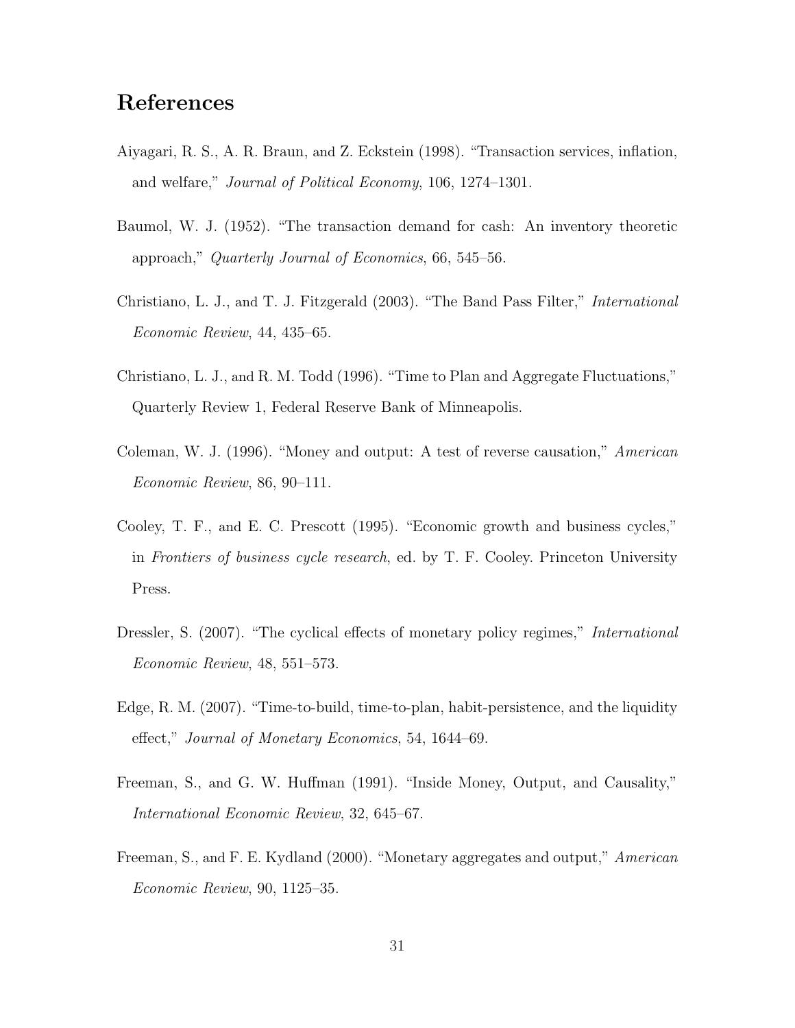# References

Aiyagari, R. S., A. R. Braun, and Z. Eckstein (1998). "Transaction services, inflation, and welfare," *Journal of Political Economy*, 106, 1274–1301.

Baumol, W. J. (1952). "The transaction demand for cash: An inventory theoretic approach," *Quarterly Journal of Economics*, 66, 545–56.

Christiano, L. J., and T. J. Fitzgerald (2003). "The Band Pass Filter," *International Economic Review*, 44, 435–65.

Christiano, L. J., and R. M. Todd (1996). "Time to Plan and Aggregate Fluctuations," Quarterly Review 1, Federal Reserve Bank of Minneapolis.

Coleman, W. J. (1996). "Money and output: A test of reverse causation," *American Economic Review*, 86, 90–111.

Cooley, T. F., and E. C. Prescott (1995). "Economic growth and business cycles," in *Frontiers of business cycle research*, ed. by T. F. Cooley. Princeton University Press.

Dressler, S. (2007). "The cyclical effects of monetary policy regimes," *International Economic Review*, 48, 551–573.

Edge, R. M. (2007). "Time-to-build, time-to-plan, habit-persistence, and the liquidity effect," *Journal of Monetary Economics*, 54, 1644–69.

Freeman, S., and G. W. Huffman (1991). "Inside Money, Output, and Causality," *International Economic Review*, 32, 645–67.

Freeman, S., and F. E. Kydland (2000). "Monetary aggregates and output," *American Economic Review*, 90, 1125–35.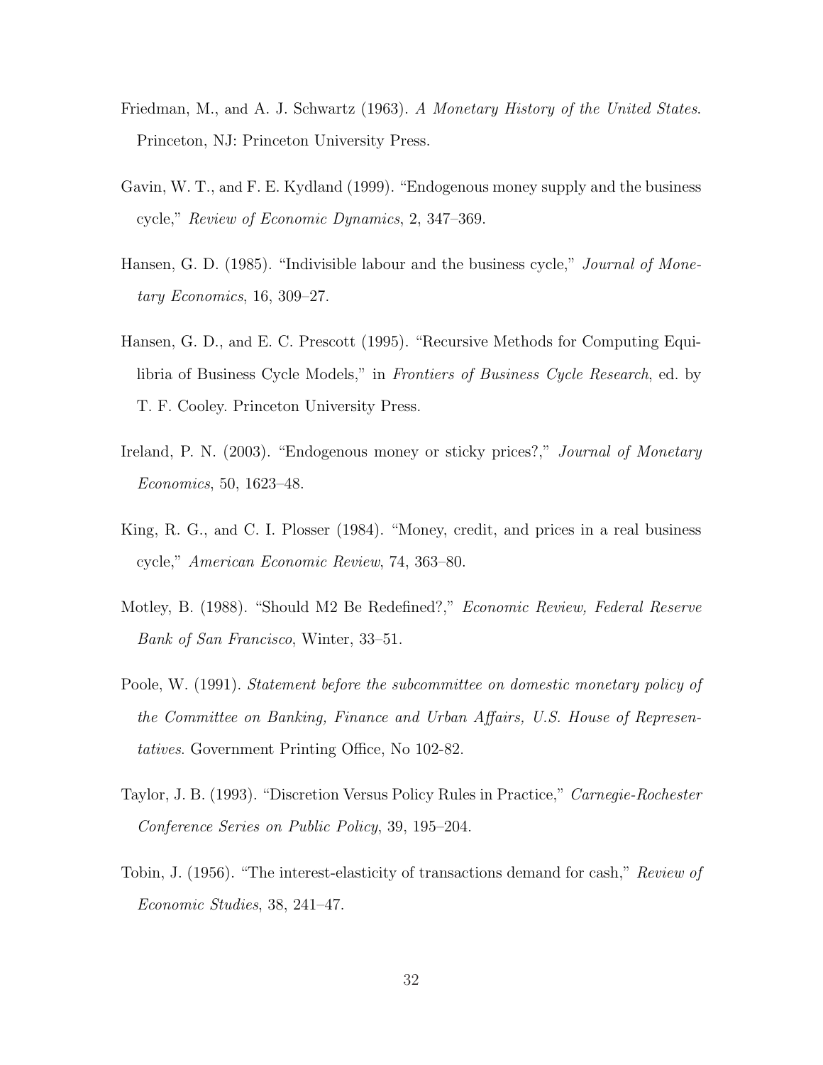Friedman, M., and A. J. Schwartz (1963). *A Monetary History of the United States*. Princeton, NJ: Princeton University Press.

Gavin, W. T., and F. E. Kydland (1999). "Endogenous money supply and the business cycle," *Review of Economic Dynamics*, 2, 347–369.

Hansen, G. D. (1985). "Indivisible labour and the business cycle," *Journal of Monetary Economics*, 16, 309–27.

Hansen, G. D., and E. C. Prescott (1995). "Recursive Methods for Computing Equilibria of Business Cycle Models," in *Frontiers of Business Cycle Research*, ed. by T. F. Cooley. Princeton University Press.

Ireland, P. N. (2003). "Endogenous money or sticky prices?," *Journal of Monetary Economics*, 50, 1623–48.

King, R. G., and C. I. Plosser (1984). "Money, credit, and prices in a real business cycle," *American Economic Review*, 74, 363–80.

Motley, B. (1988). "Should M2 Be Redefined?," *Economic Review, Federal Reserve Bank of San Francisco*, Winter, 33–51.

Poole, W. (1991). *Statement before the subcommittee on domestic monetary policy of the Committee on Banking, Finance and Urban Affairs, U.S. House of Representatives*. Government Printing Office, No 102-82.

Taylor, J. B. (1993). "Discretion Versus Policy Rules in Practice," *Carnegie-Rochester Conference Series on Public Policy*, 39, 195–204.

Tobin, J. (1956). "The interest-elasticity of transactions demand for cash," *Review of Economic Studies*, 38, 241–47.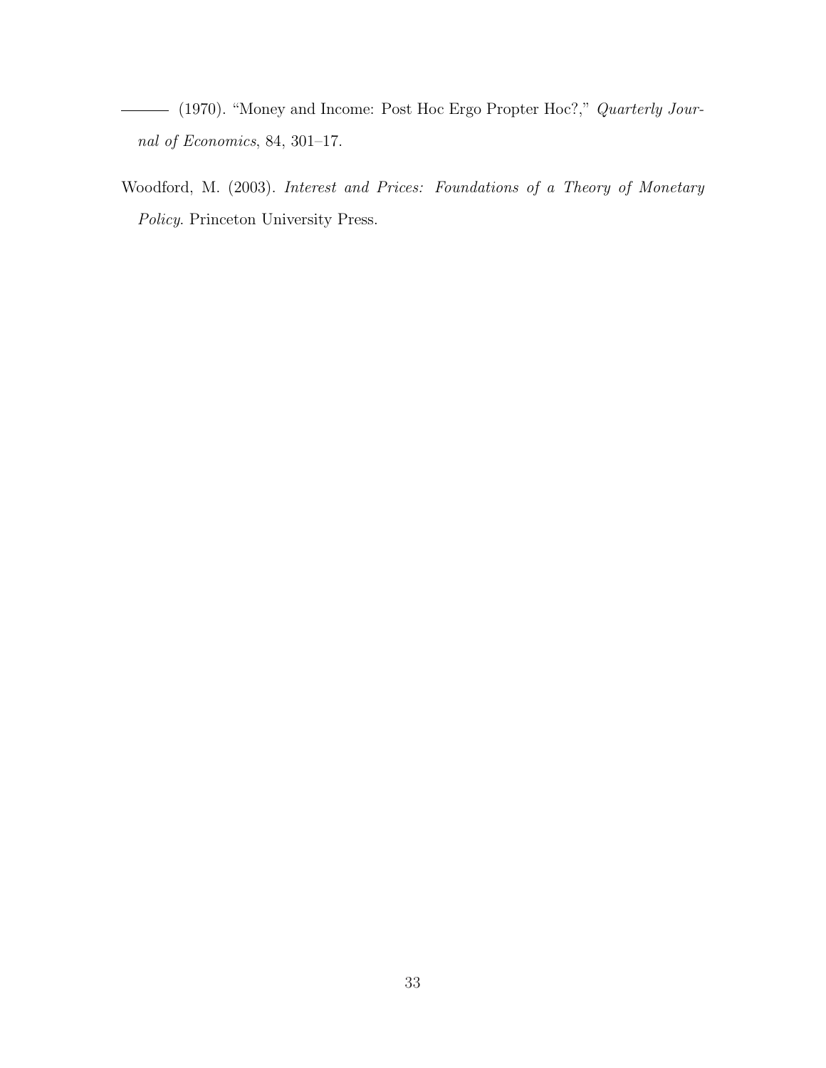——— (1970). "Money and Income: Post Hoc Ergo Propter Hoc?," *Quarterly Journal of Economics*, 84, 301–17.

Woodford, M. (2003). *Interest and Prices: Foundations of a Theory of Monetary Policy*. Princeton University Press.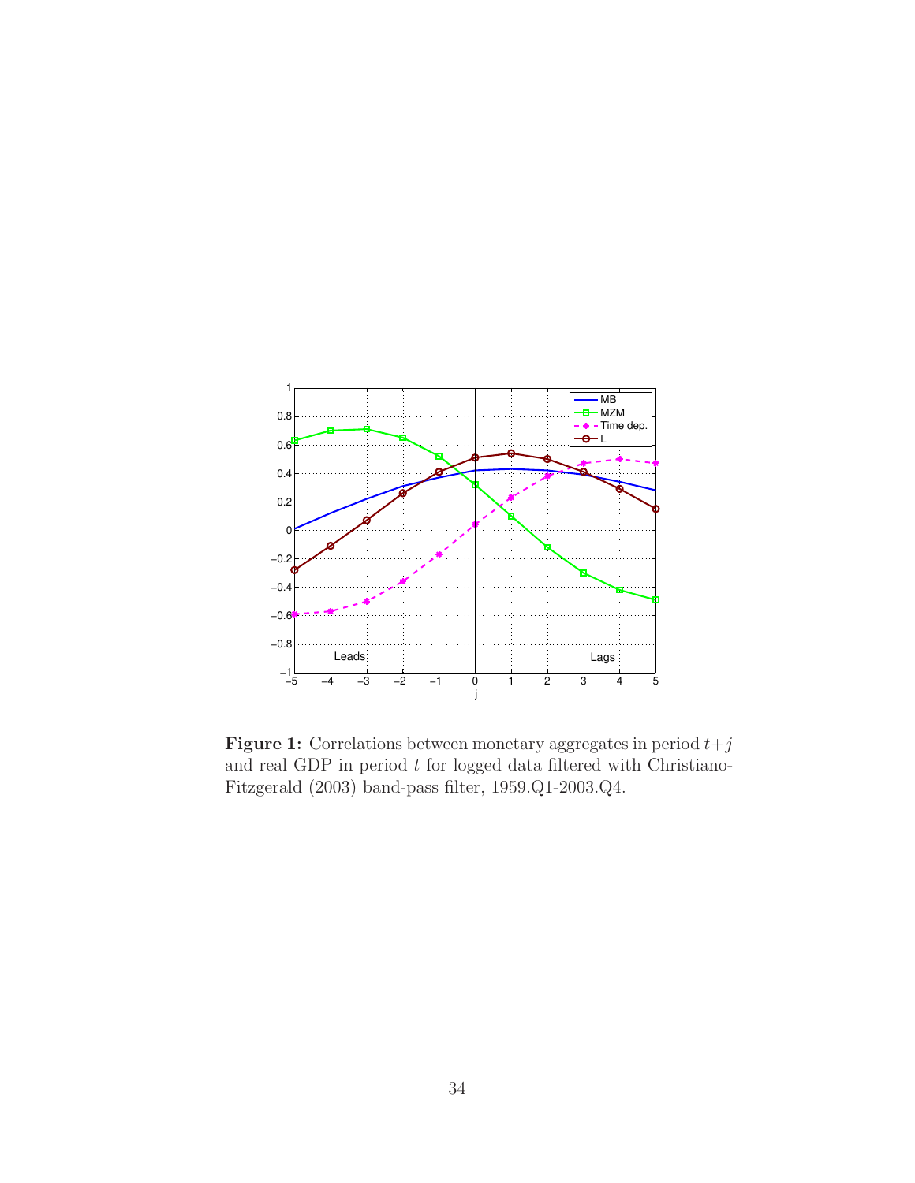**Figure 1:** Correlations between monetary aggregates in period $t+j$ and real GDP in period $t$ for logged data filtered with Christiano-Fitzgerald (2003) band-pass filter, 1959.Q1-2003.Q4.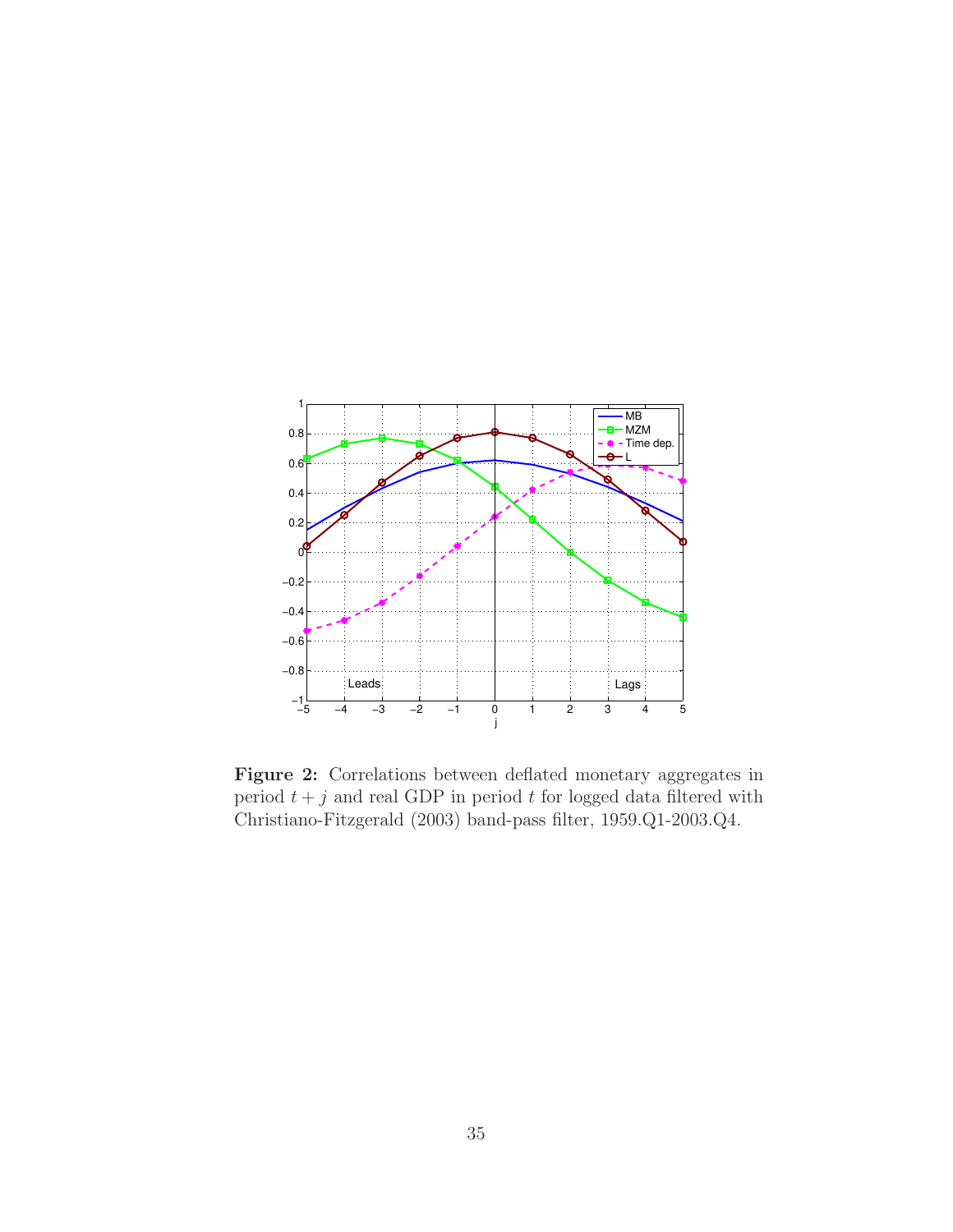**Figure 2:** Correlations between deflated monetary aggregates in period $t + j$ and real GDP in period $t$ for logged data filtered with Christiano-Fitzgerald (2003) band-pass filter, 1959.Q1-2003.Q4.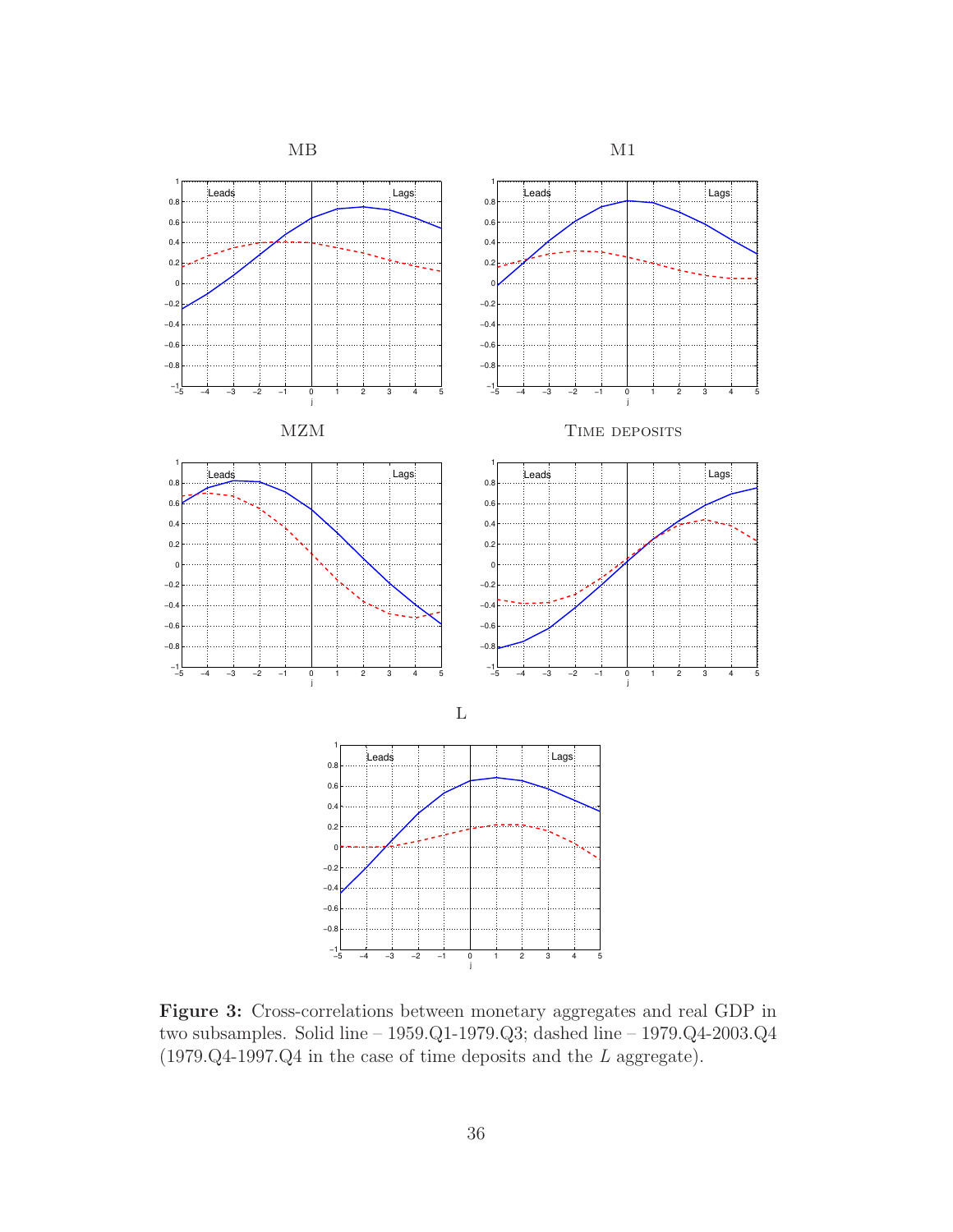**Figure 3:** Cross-correlations between monetary aggregates and real GDP in two subsamples. Solid line – 1959.Q1-1979.Q3; dashed line – 1979.Q4-2003.Q4 (1979.Q4-1997.Q4 in the case of time deposits and the $L$ aggregate).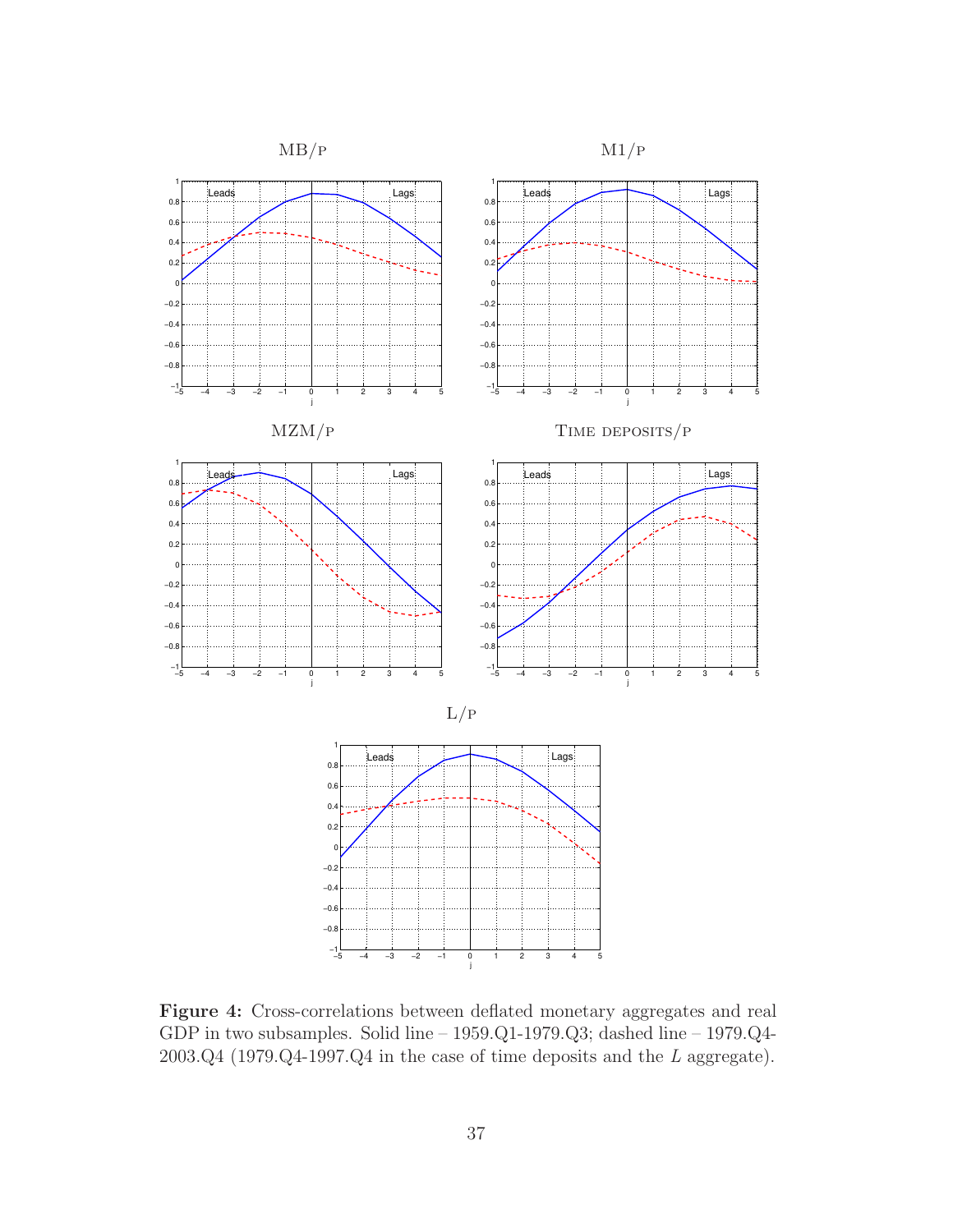**Figure 4:** Cross-correlations between deflated monetary aggregates and real GDP in two subsamples. Solid line – 1959.Q1-1979.Q3; dashed line – 1979.Q4-2003.Q4 (1979.Q4-1997.Q4 in the case of time deposits and the $L$ aggregate).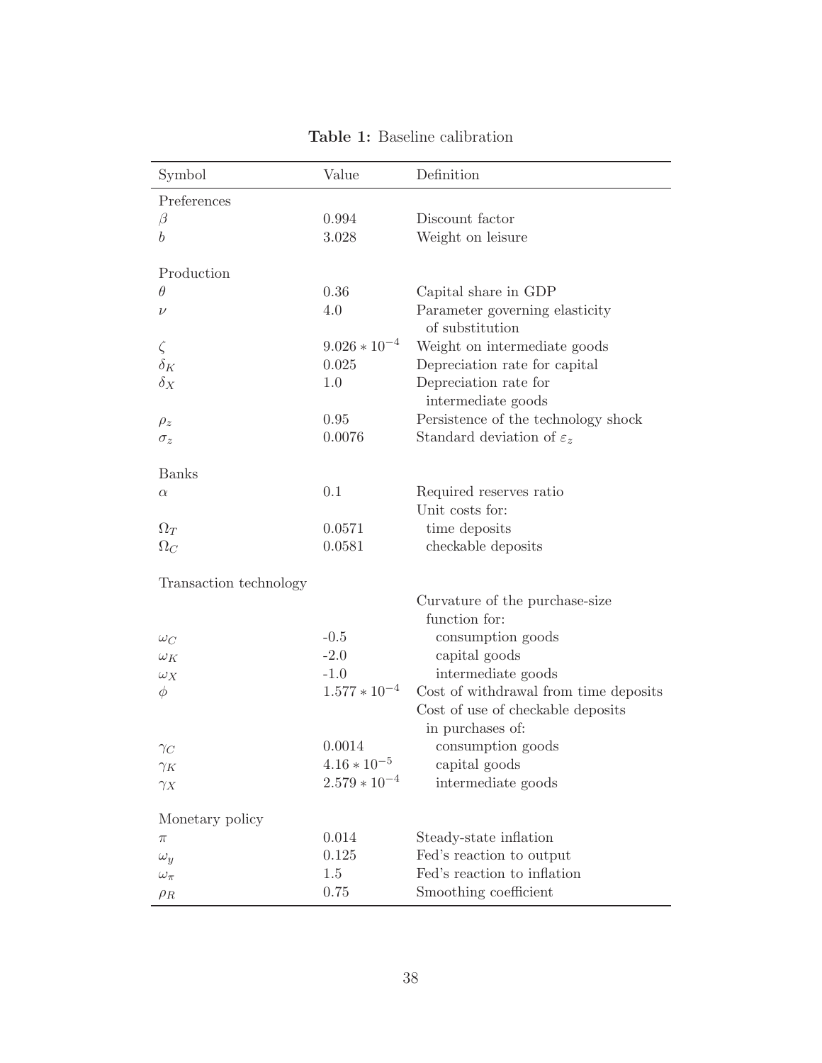**Table 1:** Baseline calibration

| Symbol | Value | Definition |
|---|---|---|
| Preferences | | |
| $\beta$ | 0.994 | Discount factor |
| $b$ | 3.028 | Weight on leisure |
| | | |
| Production | | |
| $\theta$ | 0.36 | Capital share in GDP |
| $\nu$ | 4.0 | Parameter governing elasticity of substitution |
| $\zeta$ | $9.026 * 10^{-4}$ | Weight on intermediate goods |
| $\delta_K$ | 0.025 | Depreciation rate for capital |
| $\delta_X$ | 1.0 | Depreciation rate for intermediate goods |
| $\rho_z$ | 0.95 | Persistence of the technology shock |
| $\sigma_z$ | 0.0076 | Standard deviation of $\varepsilon_z$ |
| | | |
| Banks | | |
| $\alpha$ | 0.1 | Required reserves ratio |
| | | Unit costs for: |
| $\Omega_T$ | 0.0571 | time deposits |
| $\Omega_C$ | 0.0581 | checkable deposits |
| | | |
| Transaction technology | | |
| | | Curvature of the purchase-size function for: |
| $\omega_C$ | -0.5 | consumption goods |
| $\omega_K$ | -2.0 | capital goods |
| $\omega_X$ | -1.0 | intermediate goods |
| $\phi$ | $1.577 * 10^{-4}$ | Cost of withdrawal from time deposits |
| | | Cost of use of checkable deposits in purchases of: |
| $\gamma_C$ | 0.0014 | consumption goods |
| $\gamma_K$ | $4.16 * 10^{-5}$ | capital goods |
| $\gamma_X$ | $2.579 * 10^{-4}$ | intermediate goods |
| | | |
| Monetary policy | | |
| $\pi$ | 0.014 | Steady-state inflation |
| $\omega_y$ | 0.125 | Fed's reaction to output |
| $\omega_\pi$ | 1.5 | Fed's reaction to inflation |
| $\rho_R$ | 0.75 | Smoothing coefficient |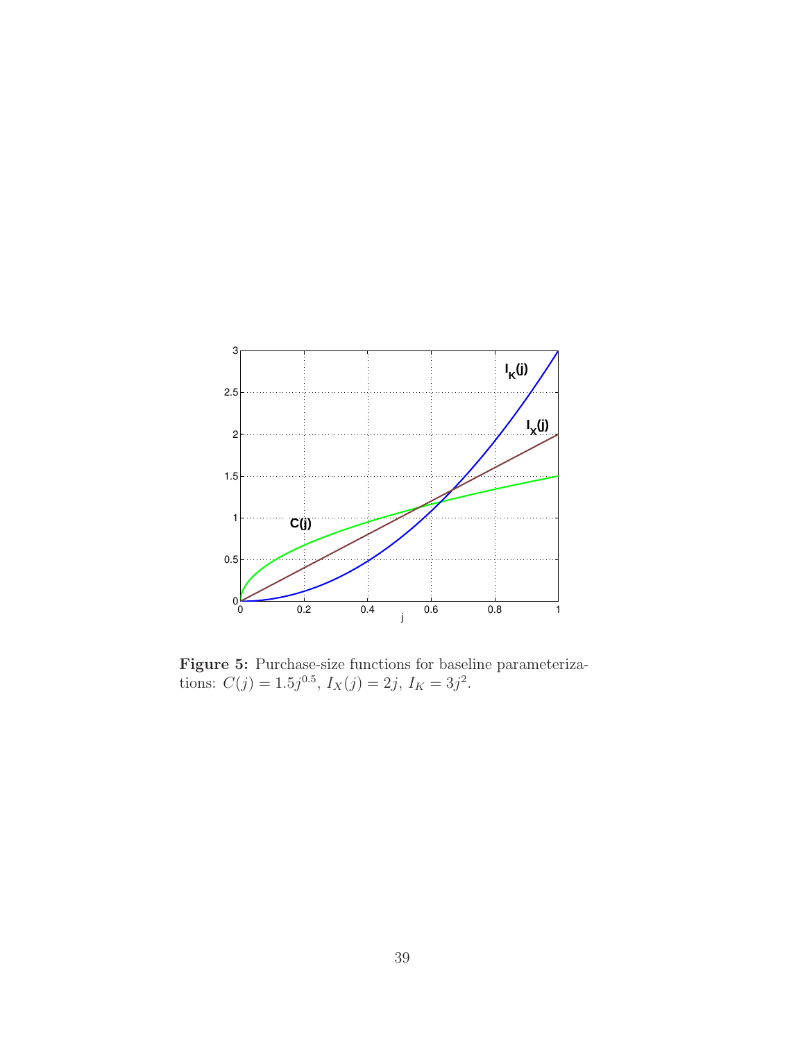**Figure 5:** Purchase-size functions for baseline parameterizations: $C(j) = 1.5j^{0.5}$, $I_X(j) = 2j$, $I_K = 3j^2$.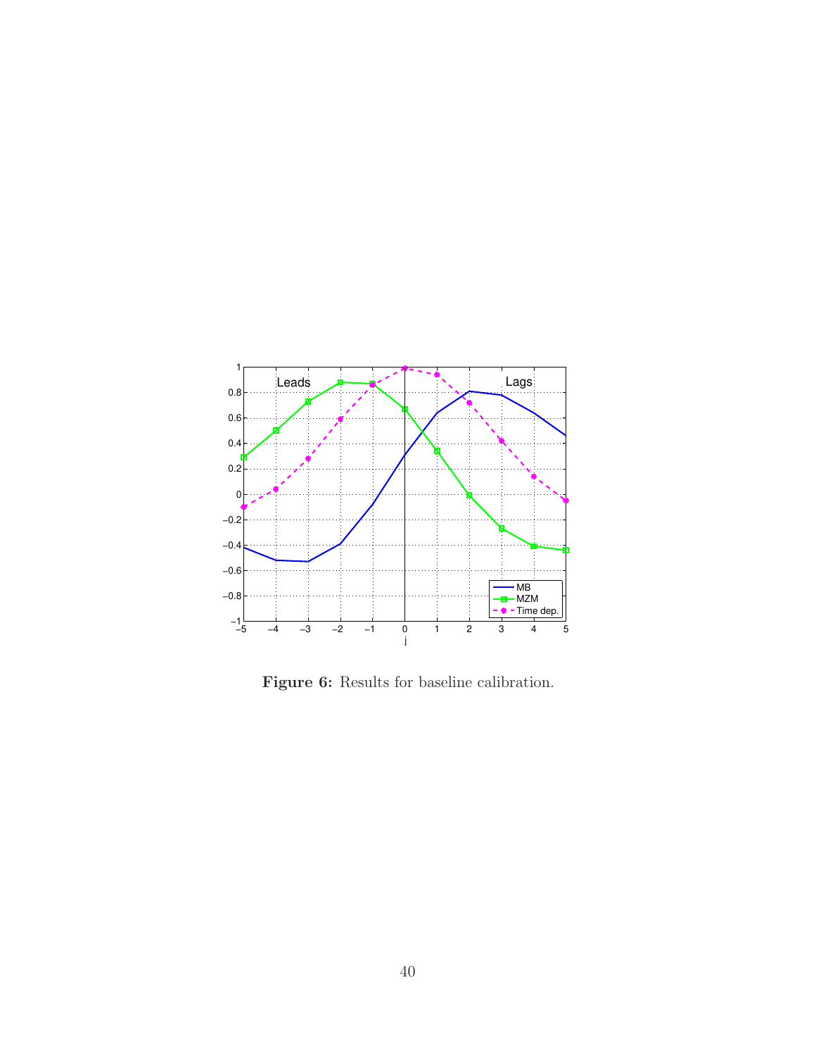**Figure 6:** Results for baseline calibration.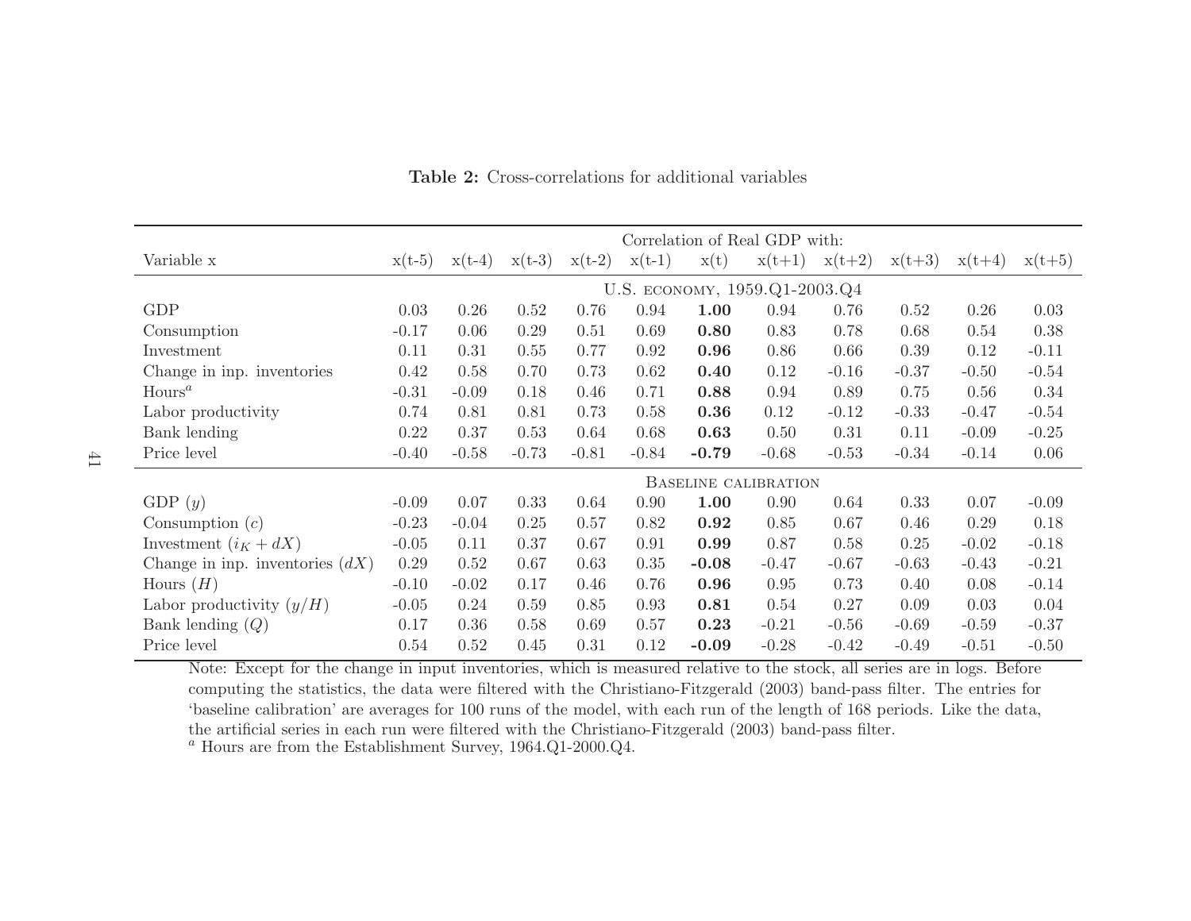**Table 2:** Cross-correlations for additional variables

| Variable x | x(t-5) | x(t-4) | x(t-3) | x(t-2) | x(t-1) | x(t) | x(t+1) | x(t+2) | x(t+3) | x(t+4) | x(t+5) |
|---|---|---|---|---|---|---|---|---|---|---|---|
| | Correlation of Real GDP with: | | | | | | | | | | |
| | U.S. economy, 1959.Q1-2003.Q4 | | | | | | | | | | |
| GDP | 0.03 | 0.26 | 0.52 | 0.76 | 0.94 | **1.00** | 0.94 | 0.76 | 0.52 | 0.26 | 0.03 |
| Consumption | -0.17 | 0.06 | 0.29 | 0.51 | 0.69 | **0.80** | 0.83 | 0.78 | 0.68 | 0.54 | 0.38 |
| Investment | 0.11 | 0.31 | 0.55 | 0.77 | 0.92 | **0.96** | 0.86 | 0.66 | 0.39 | 0.12 | -0.11 |
| Change in inp. inventories | 0.42 | 0.58 | 0.70 | 0.73 | 0.62 | **0.40** | 0.12 | -0.16 | -0.37 | -0.50 | -0.54 |
| Hours[a] | -0.31 | -0.09 | 0.18 | 0.46 | 0.71 | **0.88** | 0.94 | 0.89 | 0.75 | 0.56 | 0.34 |
| Labor productivity | 0.74 | 0.81 | 0.81 | 0.73 | 0.58 | **0.36** | 0.12 | -0.12 | -0.33 | -0.47 | -0.54 |
| Bank lending | 0.22 | 0.37 | 0.53 | 0.64 | 0.68 | **0.63** | 0.50 | 0.31 | 0.11 | -0.09 | -0.25 |
| Price level | -0.40 | -0.58 | -0.73 | -0.81 | -0.84 | **-0.79** | -0.68 | -0.53 | -0.34 | -0.14 | 0.06 |
| | Baseline calibration | | | | | | | | | | |
| GDP ($y$) | -0.09 | 0.07 | 0.33 | 0.64 | 0.90 | **1.00** | 0.90 | 0.64 | 0.33 | 0.07 | -0.09 |
| Consumption ($c$) | -0.23 | -0.04 | 0.25 | 0.57 | 0.82 | **0.92** | 0.85 | 0.67 | 0.46 | 0.29 | 0.18 |
| Investment ($i_K + dX$) | -0.05 | 0.11 | 0.37 | 0.67 | 0.91 | **0.99** | 0.87 | 0.58 | 0.25 | -0.02 | -0.18 |
| Change in inp. inventories ($dX$) | 0.29 | 0.52 | 0.67 | 0.63 | 0.35 | **-0.08** | -0.47 | -0.67 | -0.63 | -0.43 | -0.21 |
| Hours ($H$) | -0.10 | -0.02 | 0.17 | 0.46 | 0.76 | **0.96** | 0.95 | 0.73 | 0.40 | 0.08 | -0.14 |
| Labor productivity ($y/H$) | -0.05 | 0.24 | 0.59 | 0.85 | 0.93 | **0.81** | 0.54 | 0.27 | 0.09 | 0.03 | 0.04 |
| Bank lending ($Q$) | 0.17 | 0.36 | 0.58 | 0.69 | 0.57 | **0.23** | -0.21 | -0.56 | -0.69 | -0.59 | -0.37 |
| Price level | 0.54 | 0.52 | 0.45 | 0.31 | 0.12 | **-0.09** | -0.28 | -0.42 | -0.49 | -0.51 | -0.50 |

Note: Except for the change in input inventories, which is measured relative to the stock, all series are in logs. Before computing the statistics, the data were filtered with the Christiano-Fitzgerald (2003) band-pass filter. The entries for 'baseline calibration' are averages for 100 runs of the model, with each run of the length of 168 periods. Like the data, the artificial series in each run were filtered with the Christiano-Fitzgerald (2003) band-pass filter.

[a] Hours are from the Establishment Survey, 1964.Q1-2000.Q4.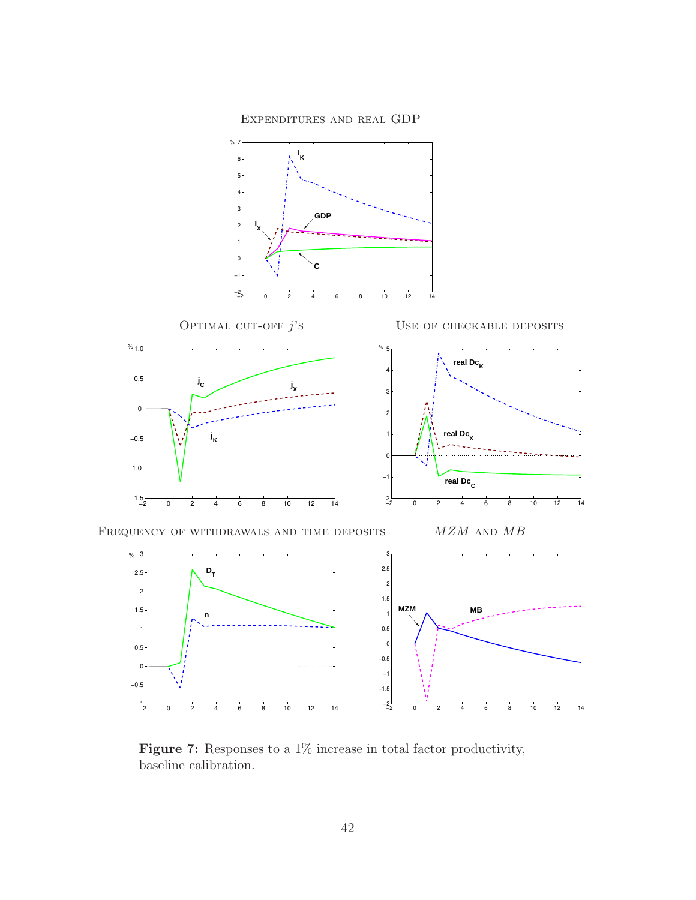Expenditures and real GDP

Optimal cut-off $j$'s

Use of checkable deposits

Frequency of withdrawals and time deposits

$MZM$ and $MB$

**Figure 7:** Responses to a 1% increase in total factor productivity, baseline calibration.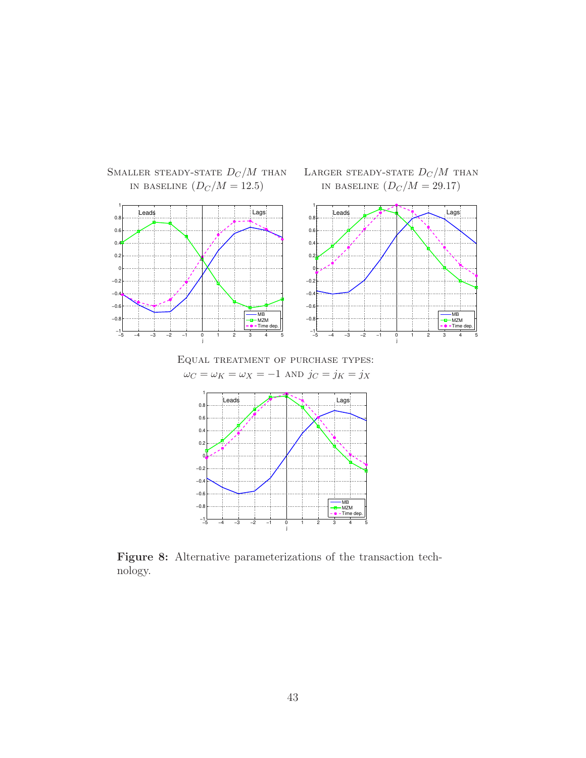Smaller steady-state $D_C/M$ than in baseline ($D_C/M = 12.5$)

Larger steady-state $D_C/M$ than in baseline ($D_C/M = 29.17$)

Equal treatment of purchase types: $\omega_C = \omega_K = \omega_X = -1$ and $j_C = j_K = j_X$

**Figure 8:** Alternative parameterizations of the transaction technology.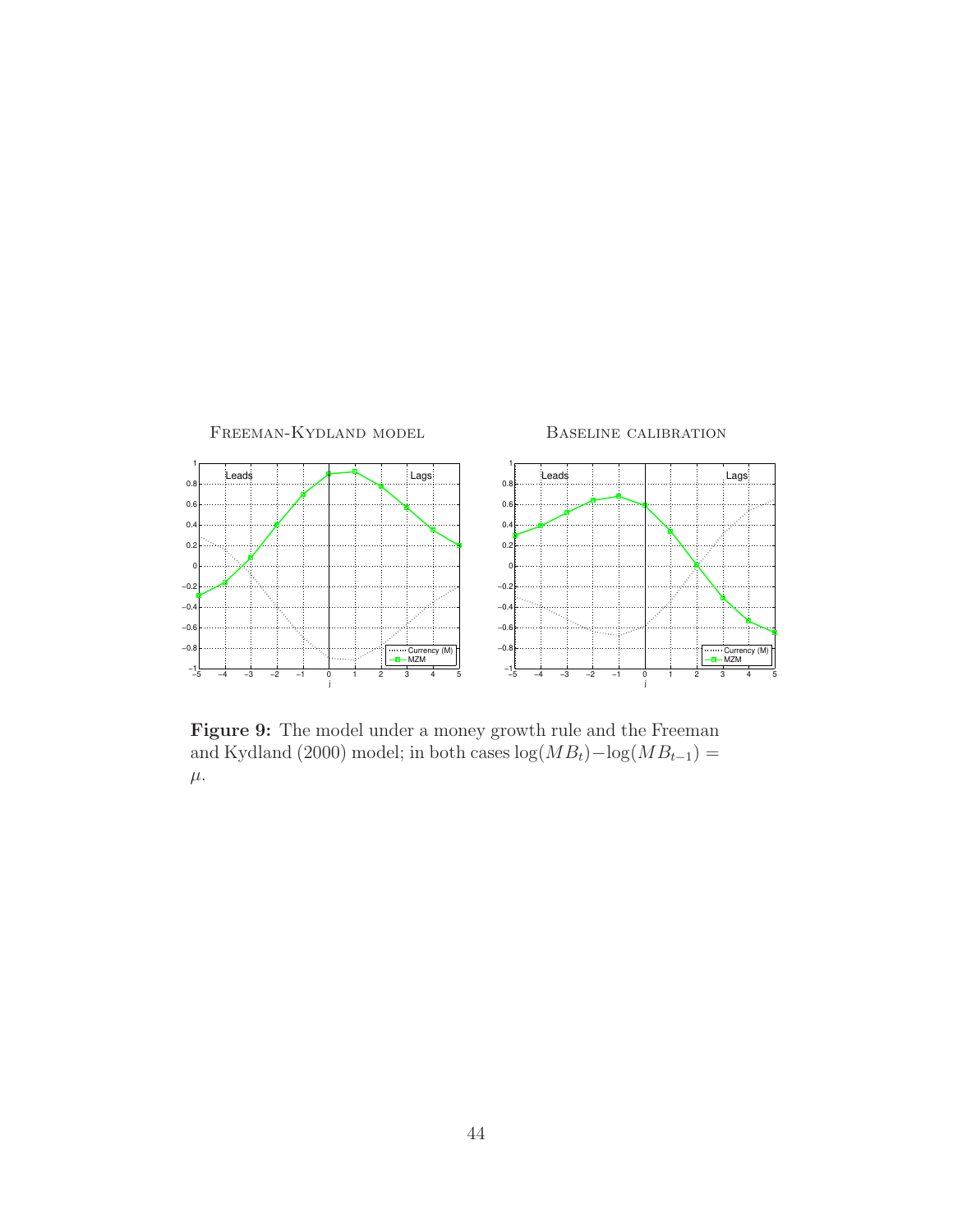Freeman-Kydland model

Leads

Lags

1
0.8
0.6
0.4
0.2
0
−0.2
−0.4
−0.6
−0.8
−1

−5 −4 −3 −2 −1 0 1 2 3 4 5

j

Currency (M)
MZM

Baseline calibration

Leads

Lags

1
0.8
0.6
0.4
0.2
0
−0.2
−0.4
−0.6
−0.8
−1

−5 −4 −3 −2 −1 0 1 2 3 4 5

j

Currency (M)
MZM

**Figure 9:** The model under a money growth rule and the Freeman and Kydland (2000) model; in both cases $\log(MB_t) - \log(MB_{t-1}) = \mu$.